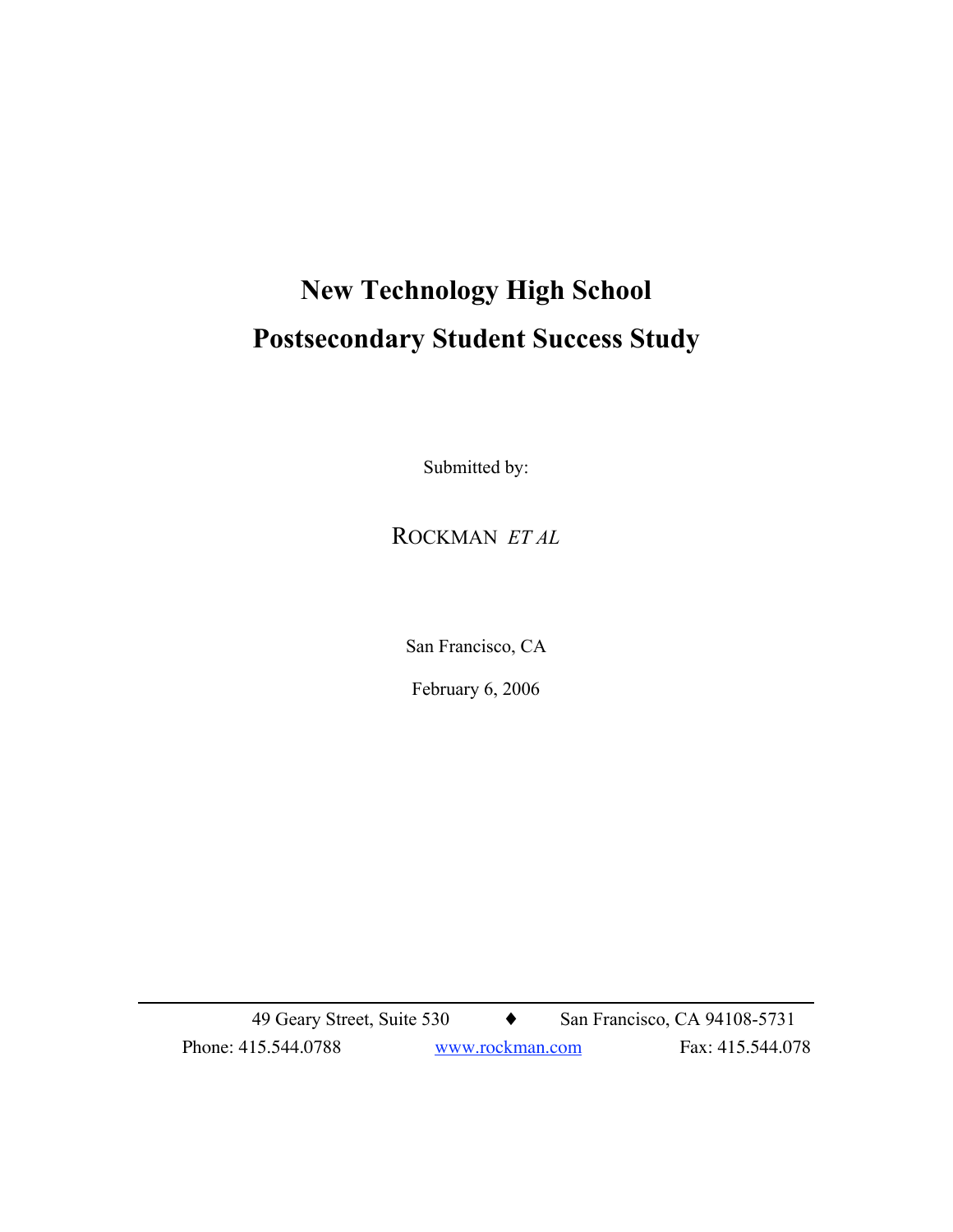# New Technology High School
# Postsecondary Student Success Study

Submitted by:

ROCKMAN *ET AL*

San Francisco, CA

February 6, 2006

---

49 Geary Street, Suite 530 ♦ San Francisco, CA 94108-5731

Phone: 415.544.0788 www.rockman.com Fax: 415.544.078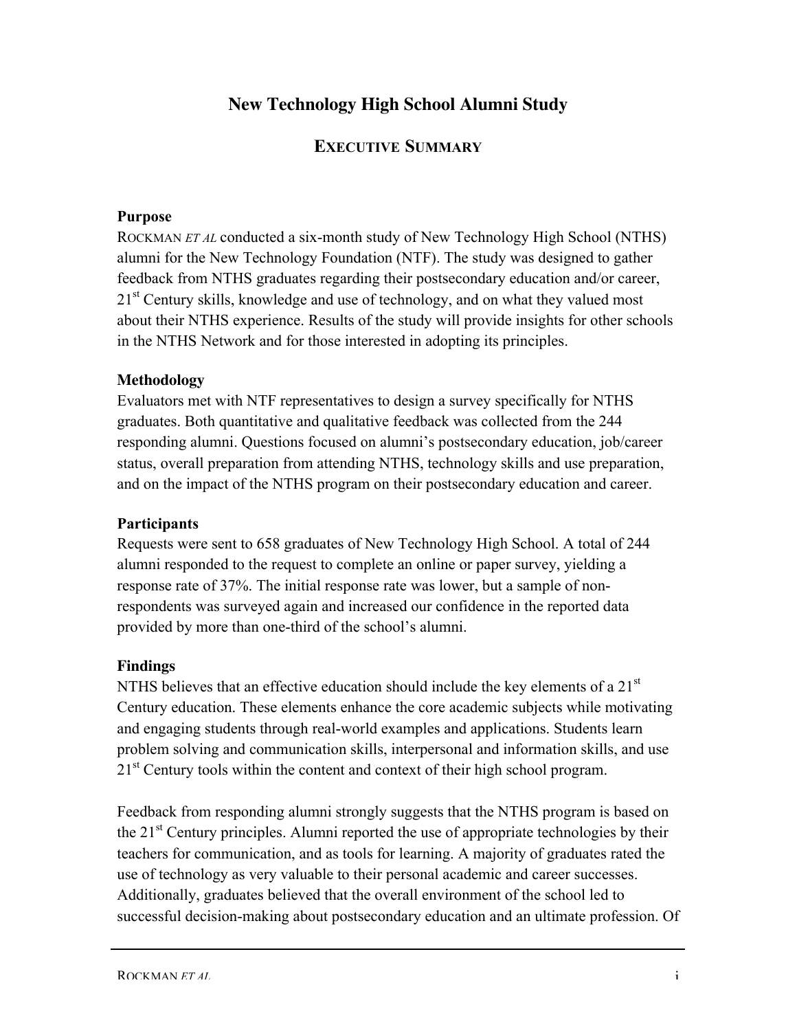# New Technology High School Alumni Study

## Executive Summary

**Purpose**

ROCKMAN *ET AL* conducted a six-month study of New Technology High School (NTHS) alumni for the New Technology Foundation (NTF). The study was designed to gather feedback from NTHS graduates regarding their postsecondary education and/or career, 21st Century skills, knowledge and use of technology, and on what they valued most about their NTHS experience. Results of the study will provide insights for other schools in the NTHS Network and for those interested in adopting its principles.

**Methodology**

Evaluators met with NTF representatives to design a survey specifically for NTHS graduates. Both quantitative and qualitative feedback was collected from the 244 responding alumni. Questions focused on alumni's postsecondary education, job/career status, overall preparation from attending NTHS, technology skills and use preparation, and on the impact of the NTHS program on their postsecondary education and career.

**Participants**

Requests were sent to 658 graduates of New Technology High School. A total of 244 alumni responded to the request to complete an online or paper survey, yielding a response rate of 37%. The initial response rate was lower, but a sample of non-respondents was surveyed again and increased our confidence in the reported data provided by more than one-third of the school's alumni.

**Findings**

NTHS believes that an effective education should include the key elements of a 21st Century education. These elements enhance the core academic subjects while motivating and engaging students through real-world examples and applications. Students learn problem solving and communication skills, interpersonal and information skills, and use 21st Century tools within the content and context of their high school program.

Feedback from responding alumni strongly suggests that the NTHS program is based on the 21st Century principles. Alumni reported the use of appropriate technologies by their teachers for communication, and as tools for learning. A majority of graduates rated the use of technology as very valuable to their personal academic and career successes. Additionally, graduates believed that the overall environment of the school led to successful decision-making about postsecondary education and an ultimate profession. Of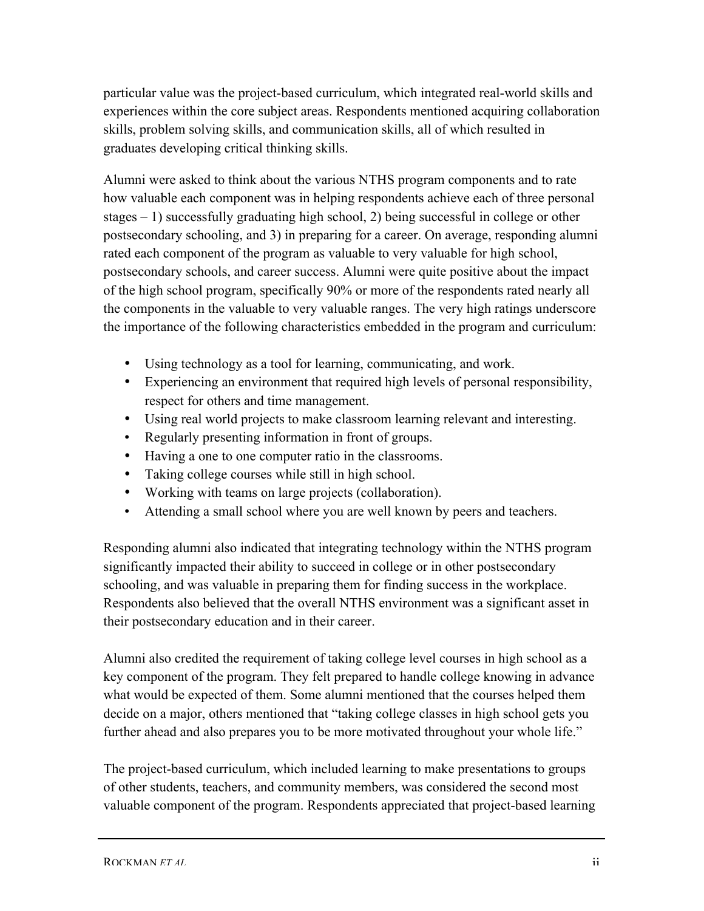particular value was the project-based curriculum, which integrated real-world skills and experiences within the core subject areas. Respondents mentioned acquiring collaboration skills, problem solving skills, and communication skills, all of which resulted in graduates developing critical thinking skills.

Alumni were asked to think about the various NTHS program components and to rate how valuable each component was in helping respondents achieve each of three personal stages – 1) successfully graduating high school, 2) being successful in college or other postsecondary schooling, and 3) in preparing for a career. On average, responding alumni rated each component of the program as valuable to very valuable for high school, postsecondary schools, and career success. Alumni were quite positive about the impact of the high school program, specifically 90% or more of the respondents rated nearly all the components in the valuable to very valuable ranges. The very high ratings underscore the importance of the following characteristics embedded in the program and curriculum:

- Using technology as a tool for learning, communicating, and work.
- Experiencing an environment that required high levels of personal responsibility, respect for others and time management.
- Using real world projects to make classroom learning relevant and interesting.
- Regularly presenting information in front of groups.
- Having a one to one computer ratio in the classrooms.
- Taking college courses while still in high school.
- Working with teams on large projects (collaboration).
- Attending a small school where you are well known by peers and teachers.

Responding alumni also indicated that integrating technology within the NTHS program significantly impacted their ability to succeed in college or in other postsecondary schooling, and was valuable in preparing them for finding success in the workplace. Respondents also believed that the overall NTHS environment was a significant asset in their postsecondary education and in their career.

Alumni also credited the requirement of taking college level courses in high school as a key component of the program. They felt prepared to handle college knowing in advance what would be expected of them. Some alumni mentioned that the courses helped them decide on a major, others mentioned that "taking college classes in high school gets you further ahead and also prepares you to be more motivated throughout your whole life."

The project-based curriculum, which included learning to make presentations to groups of other students, teachers, and community members, was considered the second most valuable component of the program. Respondents appreciated that project-based learning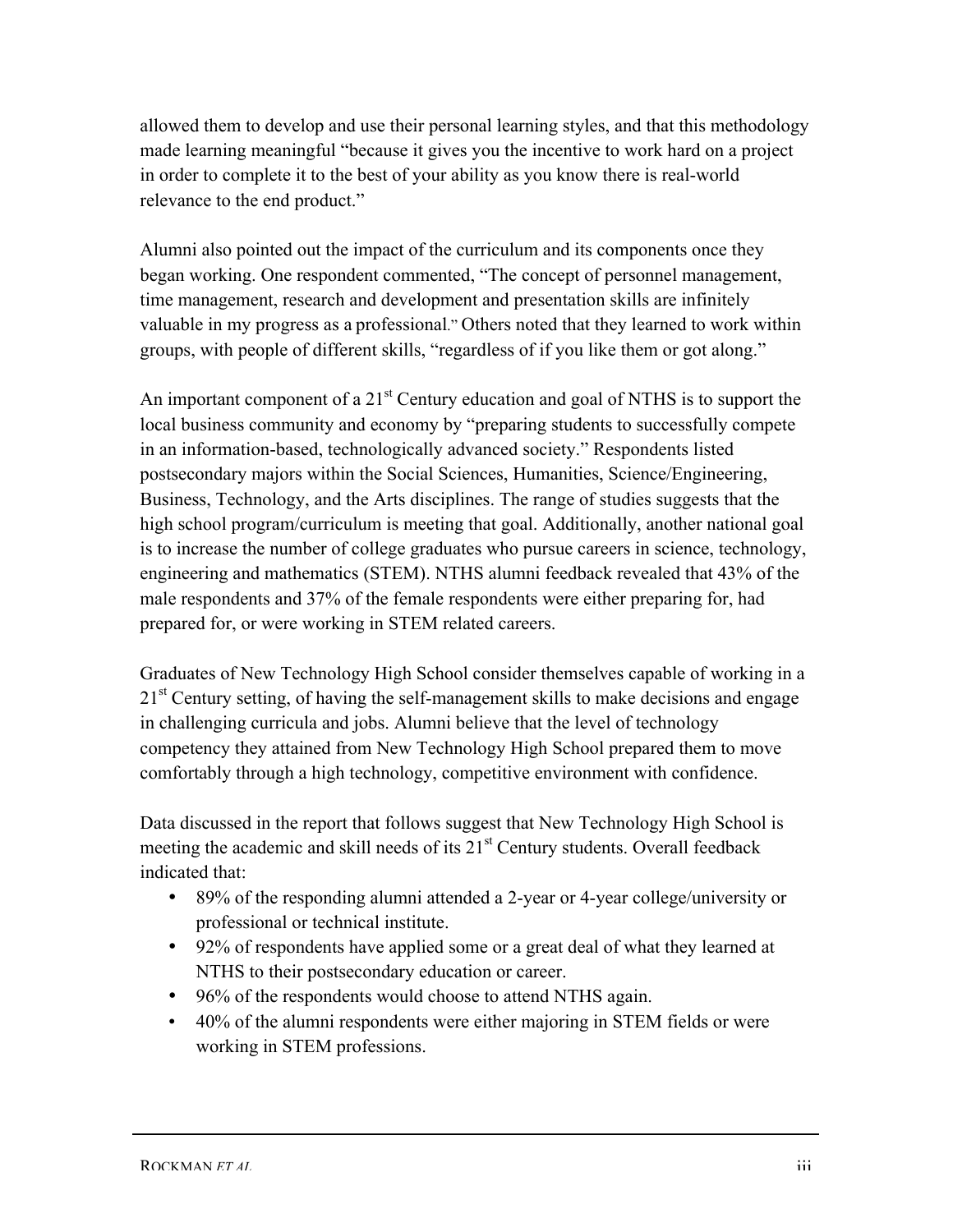allowed them to develop and use their personal learning styles, and that this methodology made learning meaningful "because it gives you the incentive to work hard on a project in order to complete it to the best of your ability as you know there is real-world relevance to the end product."

Alumni also pointed out the impact of the curriculum and its components once they began working. One respondent commented, "The concept of personnel management, time management, research and development and presentation skills are infinitely valuable in my progress as a professional." Others noted that they learned to work within groups, with people of different skills, "regardless of if you like them or got along."

An important component of a 21st Century education and goal of NTHS is to support the local business community and economy by "preparing students to successfully compete in an information-based, technologically advanced society." Respondents listed postsecondary majors within the Social Sciences, Humanities, Science/Engineering, Business, Technology, and the Arts disciplines. The range of studies suggests that the high school program/curriculum is meeting that goal. Additionally, another national goal is to increase the number of college graduates who pursue careers in science, technology, engineering and mathematics (STEM). NTHS alumni feedback revealed that 43% of the male respondents and 37% of the female respondents were either preparing for, had prepared for, or were working in STEM related careers.

Graduates of New Technology High School consider themselves capable of working in a 21st Century setting, of having the self-management skills to make decisions and engage in challenging curricula and jobs. Alumni believe that the level of technology competency they attained from New Technology High School prepared them to move comfortably through a high technology, competitive environment with confidence.

Data discussed in the report that follows suggest that New Technology High School is meeting the academic and skill needs of its 21st Century students. Overall feedback indicated that:

- 89% of the responding alumni attended a 2-year or 4-year college/university or professional or technical institute.
- 92% of respondents have applied some or a great deal of what they learned at NTHS to their postsecondary education or career.
- 96% of the respondents would choose to attend NTHS again.
- 40% of the alumni respondents were either majoring in STEM fields or were working in STEM professions.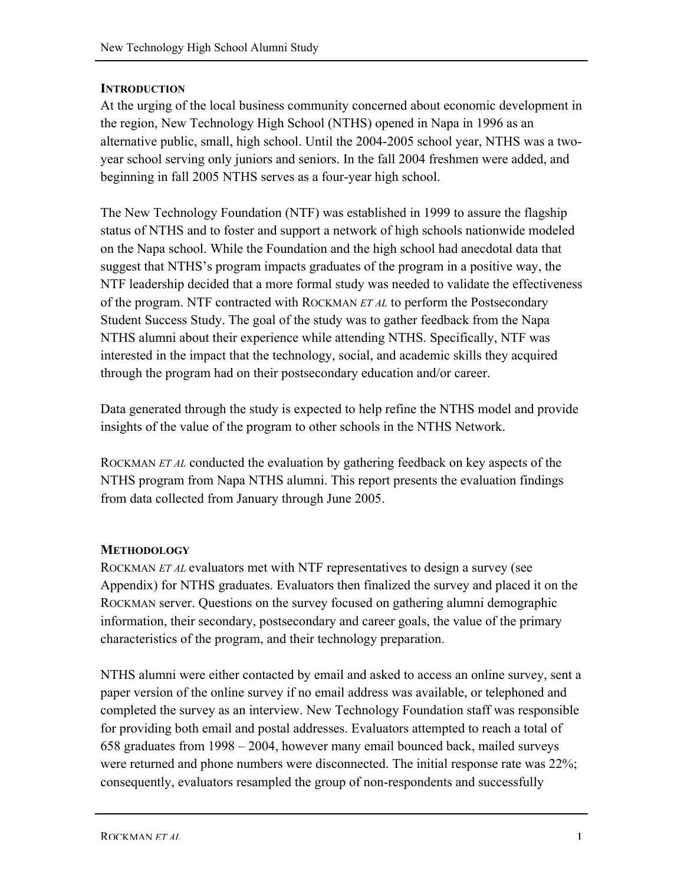## INTRODUCTION

At the urging of the local business community concerned about economic development in the region, New Technology High School (NTHS) opened in Napa in 1996 as an alternative public, small, high school. Until the 2004-2005 school year, NTHS was a two-year school serving only juniors and seniors. In the fall 2004 freshmen were added, and beginning in fall 2005 NTHS serves as a four-year high school.

The New Technology Foundation (NTF) was established in 1999 to assure the flagship status of NTHS and to foster and support a network of high schools nationwide modeled on the Napa school. While the Foundation and the high school had anecdotal data that suggest that NTHS's program impacts graduates of the program in a positive way, the NTF leadership decided that a more formal study was needed to validate the effectiveness of the program. NTF contracted with ROCKMAN *ET AL* to perform the Postsecondary Student Success Study. The goal of the study was to gather feedback from the Napa NTHS alumni about their experience while attending NTHS. Specifically, NTF was interested in the impact that the technology, social, and academic skills they acquired through the program had on their postsecondary education and/or career.

Data generated through the study is expected to help refine the NTHS model and provide insights of the value of the program to other schools in the NTHS Network.

ROCKMAN *ET AL* conducted the evaluation by gathering feedback on key aspects of the NTHS program from Napa NTHS alumni. This report presents the evaluation findings from data collected from January through June 2005.

## METHODOLOGY

ROCKMAN *ET AL* evaluators met with NTF representatives to design a survey (see Appendix) for NTHS graduates. Evaluators then finalized the survey and placed it on the ROCKMAN server. Questions on the survey focused on gathering alumni demographic information, their secondary, postsecondary and career goals, the value of the primary characteristics of the program, and their technology preparation.

NTHS alumni were either contacted by email and asked to access an online survey, sent a paper version of the online survey if no email address was available, or telephoned and completed the survey as an interview. New Technology Foundation staff was responsible for providing both email and postal addresses. Evaluators attempted to reach a total of 658 graduates from 1998 – 2004, however many email bounced back, mailed surveys were returned and phone numbers were disconnected. The initial response rate was 22%; consequently, evaluators resampled the group of non-respondents and successfully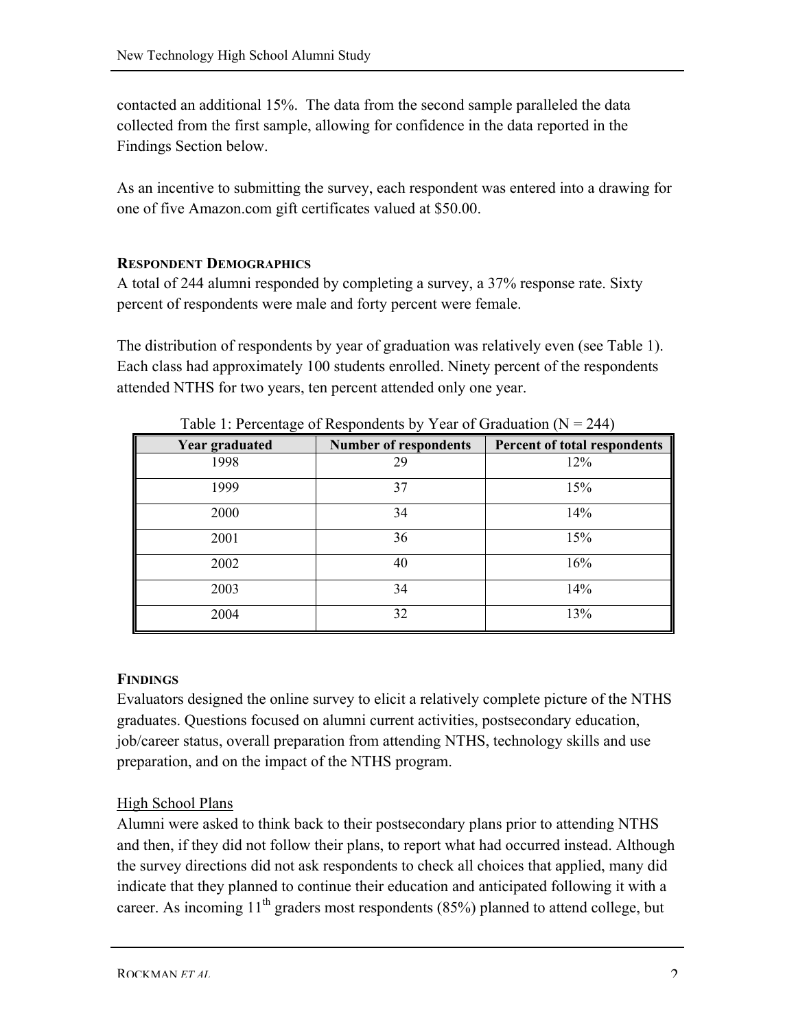contacted an additional 15%. The data from the second sample paralleled the data collected from the first sample, allowing for confidence in the data reported in the Findings Section below.

As an incentive to submitting the survey, each respondent was entered into a drawing for one of five Amazon.com gift certificates valued at $50.00.

### Respondent Demographics

A total of 244 alumni responded by completing a survey, a 37% response rate. Sixty percent of respondents were male and forty percent were female.

The distribution of respondents by year of graduation was relatively even (see Table 1). Each class had approximately 100 students enrolled. Ninety percent of the respondents attended NTHS for two years, ten percent attended only one year.

Table 1: Percentage of Respondents by Year of Graduation (N = 244)

| Year graduated | Number of respondents | Percent of total respondents |
| --- | --- | --- |
| 1998 | 29 | 12% |
| 1999 | 37 | 15% |
| 2000 | 34 | 14% |
| 2001 | 36 | 15% |
| 2002 | 40 | 16% |
| 2003 | 34 | 14% |
| 2004 | 32 | 13% |

### Findings

Evaluators designed the online survey to elicit a relatively complete picture of the NTHS graduates. Questions focused on alumni current activities, postsecondary education, job/career status, overall preparation from attending NTHS, technology skills and use preparation, and on the impact of the NTHS program.

#### High School Plans

Alumni were asked to think back to their postsecondary plans prior to attending NTHS and then, if they did not follow their plans, to report what had occurred instead. Although the survey directions did not ask respondents to check all choices that applied, many did indicate that they planned to continue their education and anticipated following it with a career. As incoming 11th graders most respondents (85%) planned to attend college, but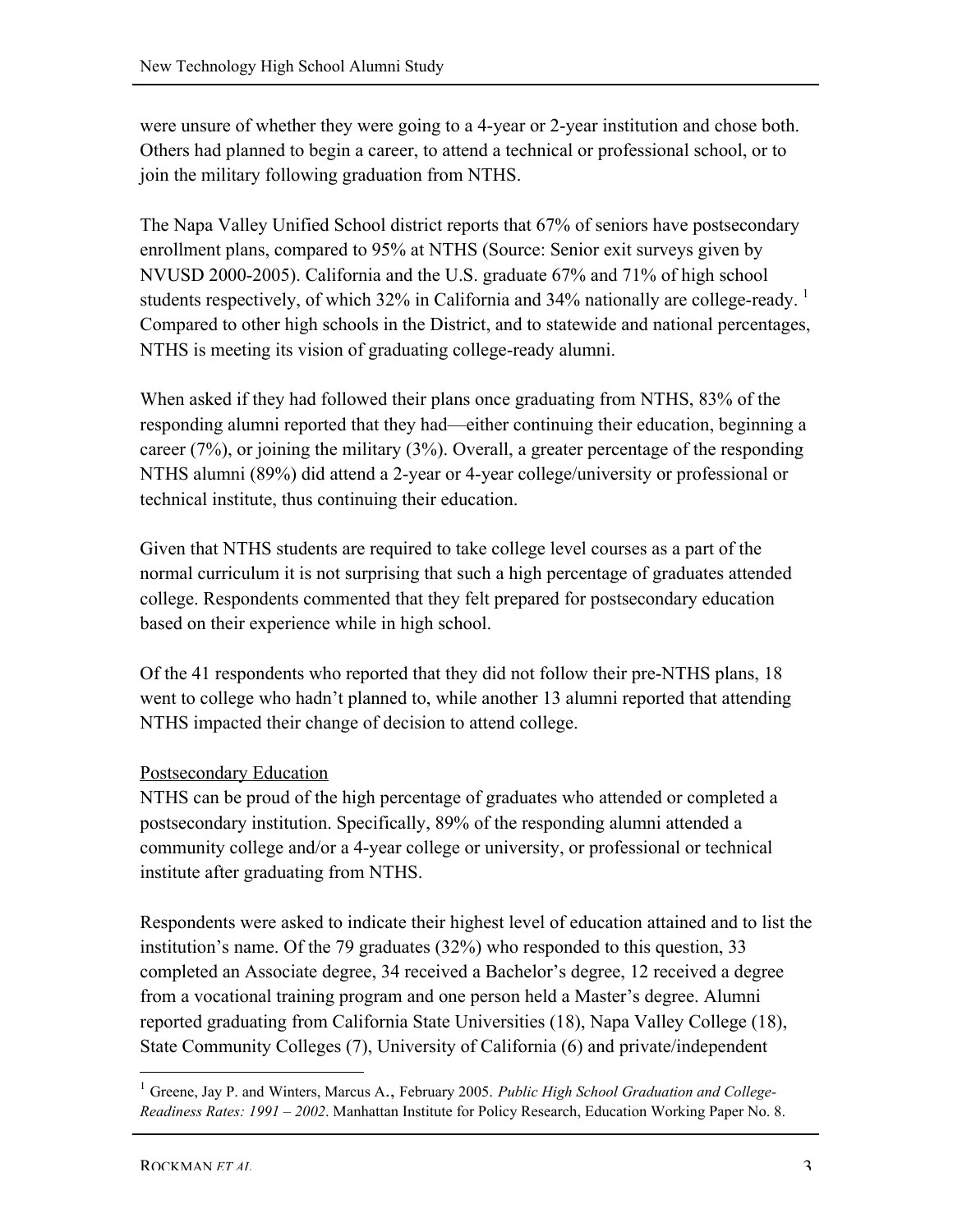were unsure of whether they were going to a 4-year or 2-year institution and chose both. Others had planned to begin a career, to attend a technical or professional school, or to join the military following graduation from NTHS.

The Napa Valley Unified School district reports that 67% of seniors have postsecondary enrollment plans, compared to 95% at NTHS (Source: Senior exit surveys given by NVUSD 2000-2005). California and the U.S. graduate 67% and 71% of high school students respectively, of which 32% in California and 34% nationally are college-ready.[1] Compared to other high schools in the District, and to statewide and national percentages, NTHS is meeting its vision of graduating college-ready alumni.

When asked if they had followed their plans once graduating from NTHS, 83% of the responding alumni reported that they had—either continuing their education, beginning a career (7%), or joining the military (3%). Overall, a greater percentage of the responding NTHS alumni (89%) did attend a 2-year or 4-year college/university or professional or technical institute, thus continuing their education.

Given that NTHS students are required to take college level courses as a part of the normal curriculum it is not surprising that such a high percentage of graduates attended college. Respondents commented that they felt prepared for postsecondary education based on their experience while in high school.

Of the 41 respondents who reported that they did not follow their pre-NTHS plans, 18 went to college who hadn't planned to, while another 13 alumni reported that attending NTHS impacted their change of decision to attend college.

## Postsecondary Education

NTHS can be proud of the high percentage of graduates who attended or completed a postsecondary institution. Specifically, 89% of the responding alumni attended a community college and/or a 4-year college or university, or professional or technical institute after graduating from NTHS.

Respondents were asked to indicate their highest level of education attained and to list the institution's name. Of the 79 graduates (32%) who responded to this question, 33 completed an Associate degree, 34 received a Bachelor's degree, 12 received a degree from a vocational training program and one person held a Master's degree. Alumni reported graduating from California State Universities (18), Napa Valley College (18), State Community Colleges (7), University of California (6) and private/independent

[1] Greene, Jay P. and Winters, Marcus A., February 2005. *Public High School Graduation and College-Readiness Rates: 1991 – 2002*. Manhattan Institute for Policy Research, Education Working Paper No. 8.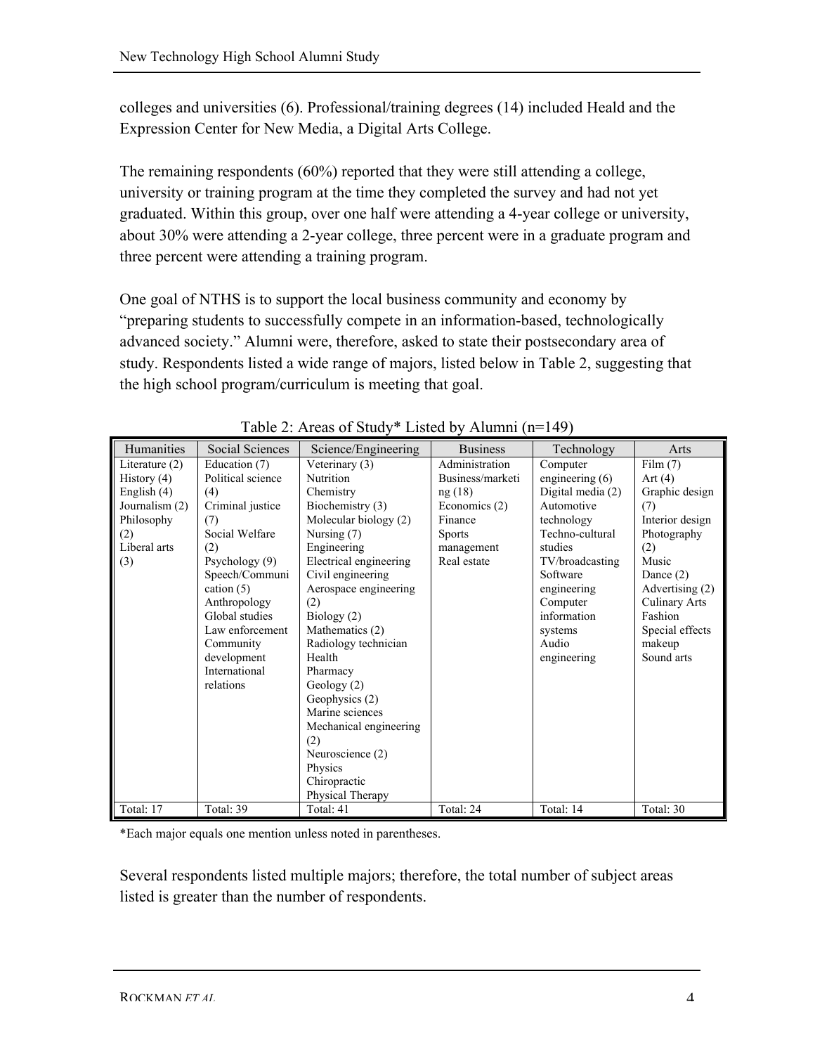colleges and universities (6). Professional/training degrees (14) included Heald and the Expression Center for New Media, a Digital Arts College.

The remaining respondents (60%) reported that they were still attending a college, university or training program at the time they completed the survey and had not yet graduated. Within this group, over one half were attending a 4-year college or university, about 30% were attending a 2-year college, three percent were in a graduate program and three percent were attending a training program.

One goal of NTHS is to support the local business community and economy by "preparing students to successfully compete in an information-based, technologically advanced society." Alumni were, therefore, asked to state their postsecondary area of study. Respondents listed a wide range of majors, listed below in Table 2, suggesting that the high school program/curriculum is meeting that goal.

Table 2: Areas of Study* Listed by Alumni (n=149)

| Humanities | Social Sciences | Science/Engineering | Business | Technology | Arts |
|---|---|---|---|---|---|
| Literature (2)<br>History (4)<br>English (4)<br>Journalism (2)<br>Philosophy (2)<br>Liberal arts (3) | Education (7)<br>Political science (4)<br>Criminal justice (7)<br>Social Welfare (2)<br>Psychology (9)<br>Speech/Communication (5)<br>Anthropology<br>Global studies<br>Law enforcement<br>Community development<br>International relations | Veterinary (3)<br>Nutrition<br>Chemistry<br>Biochemistry (3)<br>Molecular biology (2)<br>Nursing (7)<br>Engineering<br>Electrical engineering<br>Civil engineering<br>Aerospace engineering (2)<br>Biology (2)<br>Mathematics (2)<br>Radiology technician<br>Health<br>Pharmacy<br>Geology (2)<br>Geophysics (2)<br>Marine sciences<br>Mechanical engineering (2)<br>Neuroscience (2)<br>Physics<br>Chiropractic<br>Physical Therapy | Administration<br>Business/marketing (18)<br>Economics (2)<br>Finance<br>Sports management<br>Real estate | Computer engineering (6)<br>Digital media (2)<br>Automotive technology<br>Techno-cultural studies<br>TV/broadcasting<br>Software engineering<br>Computer information systems<br>Audio engineering | Film (7)<br>Art (4)<br>Graphic design (7)<br>Interior design (2)<br>Photography<br>Music<br>Dance (2)<br>Advertising (2)<br>Culinary Arts<br>Fashion<br>Special effects makeup<br>Sound arts |
| Total: 17 | Total: 39 | Total: 41 | Total: 24 | Total: 14 | Total: 30 |

*Each major equals one mention unless noted in parentheses.

Several respondents listed multiple majors; therefore, the total number of subject areas listed is greater than the number of respondents.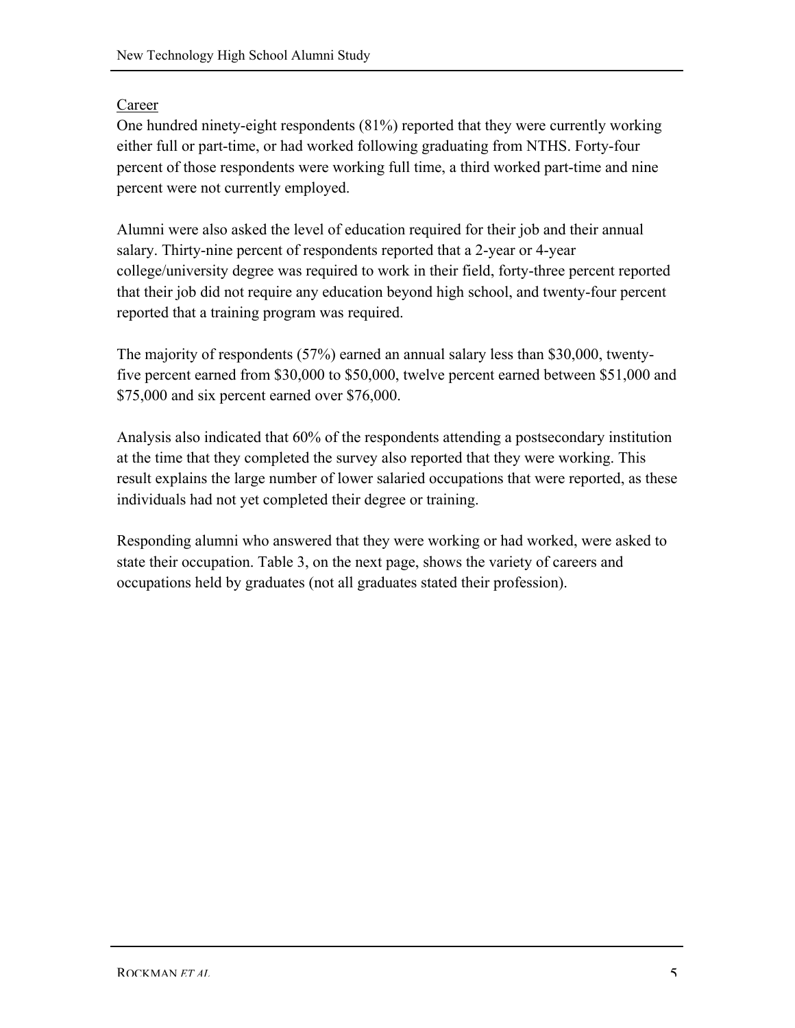## Career

One hundred ninety-eight respondents (81%) reported that they were currently working either full or part-time, or had worked following graduating from NTHS. Forty-four percent of those respondents were working full time, a third worked part-time and nine percent were not currently employed.

Alumni were also asked the level of education required for their job and their annual salary. Thirty-nine percent of respondents reported that a 2-year or 4-year college/university degree was required to work in their field, forty-three percent reported that their job did not require any education beyond high school, and twenty-four percent reported that a training program was required.

The majority of respondents (57%) earned an annual salary less than $30,000, twenty-five percent earned from $30,000 to $50,000, twelve percent earned between $51,000 and $75,000 and six percent earned over $76,000.

Analysis also indicated that 60% of the respondents attending a postsecondary institution at the time that they completed the survey also reported that they were working. This result explains the large number of lower salaried occupations that were reported, as these individuals had not yet completed their degree or training.

Responding alumni who answered that they were working or had worked, were asked to state their occupation. Table 3, on the next page, shows the variety of careers and occupations held by graduates (not all graduates stated their profession).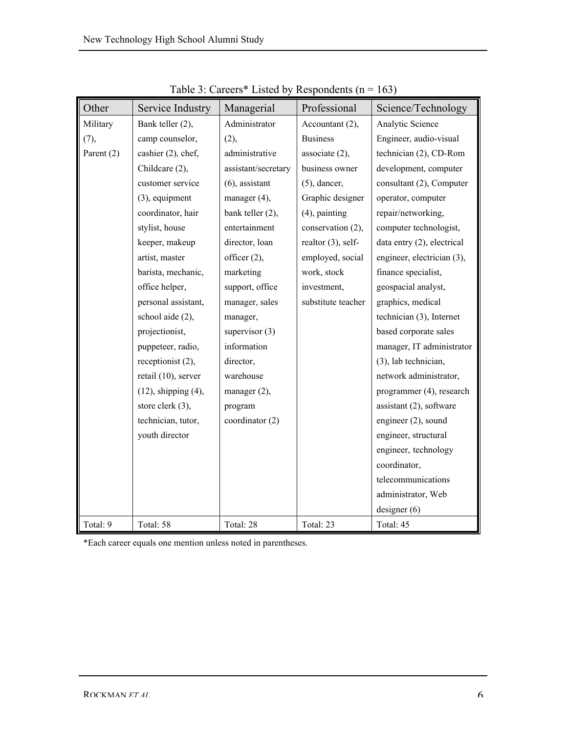Table 3: Careers* Listed by Respondents (n = 163)

| Other | Service Industry | Managerial | Professional | Science/Technology |
|---|---|---|---|---|
| Military (7), Parent (2) | Bank teller (2), camp counselor, cashier (2), chef, Childcare (2), customer service (3), equipment coordinator, hair stylist, house keeper, makeup artist, master barista, mechanic, office helper, personal assistant, school aide (2), projectionist, puppeteer, radio, receptionist (2), retail (10), server (12), shipping (4), store clerk (3), technician, tutor, youth director | Administrator (2), administrative assistant/secretary (6), assistant manager (4), bank teller (2), entertainment director, loan officer (2), marketing support, office manager, sales manager, supervisor (3) information director, warehouse manager (2), program coordinator (2) | Accountant (2), Business associate (2), business owner (5), dancer, Graphic designer (4), painting conservation (2), realtor (3), self-employed, social work, stock investment, substitute teacher | Analytic Science Engineer, audio-visual technician (2), CD-Rom development, computer consultant (2), Computer operator, computer repair/networking, computer technologist, data entry (2), electrical engineer, electrician (3), finance specialist, geospacial analyst, graphics, medical technician (3), Internet based corporate sales manager, IT administrator (3), lab technician, network administrator, programmer (4), research assistant (2), software engineer (2), sound engineer, structural engineer, technology coordinator, telecommunications administrator, Web designer (6) |
| Total: 9 | Total: 58 | Total: 28 | Total: 23 | Total: 45 |

*Each career equals one mention unless noted in parentheses.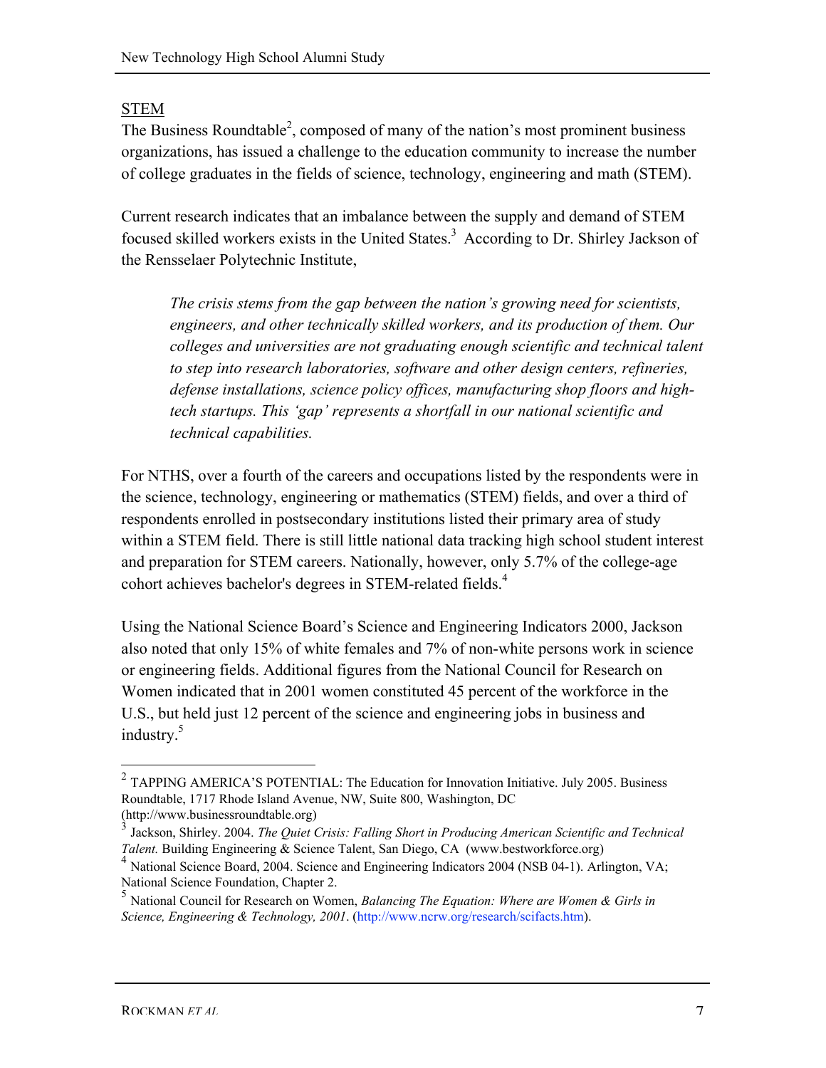## STEM

The Business Roundtable[2], composed of many of the nation's most prominent business organizations, has issued a challenge to the education community to increase the number of college graduates in the fields of science, technology, engineering and math (STEM).

Current research indicates that an imbalance between the supply and demand of STEM focused skilled workers exists in the United States.[3] According to Dr. Shirley Jackson of the Rensselaer Polytechnic Institute,

> *The crisis stems from the gap between the nation's growing need for scientists, engineers, and other technically skilled workers, and its production of them. Our colleges and universities are not graduating enough scientific and technical talent to step into research laboratories, software and other design centers, refineries, defense installations, science policy offices, manufacturing shop floors and high-tech startups. This 'gap' represents a shortfall in our national scientific and technical capabilities.*

For NTHS, over a fourth of the careers and occupations listed by the respondents were in the science, technology, engineering or mathematics (STEM) fields, and over a third of respondents enrolled in postsecondary institutions listed their primary area of study within a STEM field. There is still little national data tracking high school student interest and preparation for STEM careers. Nationally, however, only 5.7% of the college-age cohort achieves bachelor's degrees in STEM-related fields.[4]

Using the National Science Board's Science and Engineering Indicators 2000, Jackson also noted that only 15% of white females and 7% of non-white persons work in science or engineering fields. Additional figures from the National Council for Research on Women indicated that in 2001 women constituted 45 percent of the workforce in the U.S., but held just 12 percent of the science and engineering jobs in business and industry.[5]

---

[2] TAPPING AMERICA'S POTENTIAL: The Education for Innovation Initiative. July 2005. Business Roundtable, 1717 Rhode Island Avenue, NW, Suite 800, Washington, DC (http://www.businessroundtable.org)

[3] Jackson, Shirley. 2004. *The Quiet Crisis: Falling Short in Producing American Scientific and Technical Talent.* Building Engineering & Science Talent, San Diego, CA (www.bestworkforce.org)

[4] National Science Board, 2004. Science and Engineering Indicators 2004 (NSB 04-1). Arlington, VA; National Science Foundation, Chapter 2.

[5] National Council for Research on Women, *Balancing The Equation: Where are Women & Girls in Science, Engineering & Technology, 2001*. (http://www.ncrw.org/research/scifacts.htm).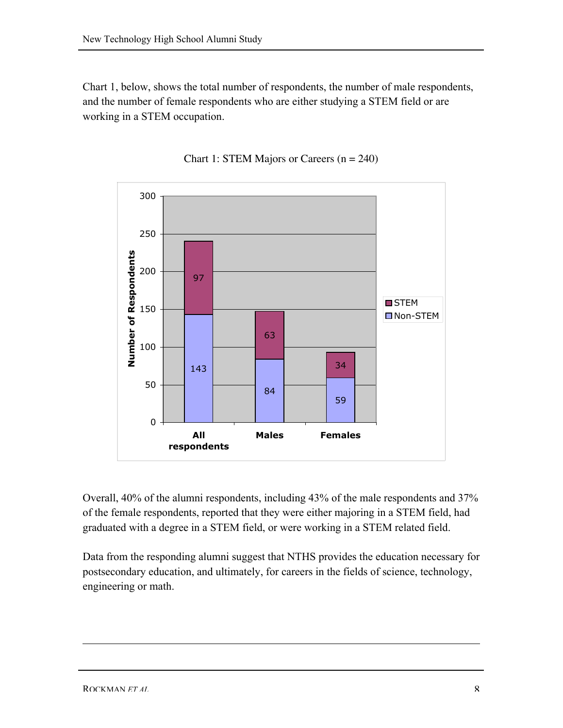Chart 1, below, shows the total number of respondents, the number of male respondents, and the number of female respondents who are either studying a STEM field or are working in a STEM occupation.

Chart 1: STEM Majors or Careers (n = 240)

| | All respondents | Males | Females |
|---|---|---|---|
| STEM | 97 | 63 | 34 |
| Non-STEM | 143 | 84 | 59 |

Overall, 40% of the alumni respondents, including 43% of the male respondents and 37% of the female respondents, reported that they were either majoring in a STEM field, had graduated with a degree in a STEM field, or were working in a STEM related field.

Data from the responding alumni suggest that NTHS provides the education necessary for postsecondary education, and ultimately, for careers in the fields of science, technology, engineering or math.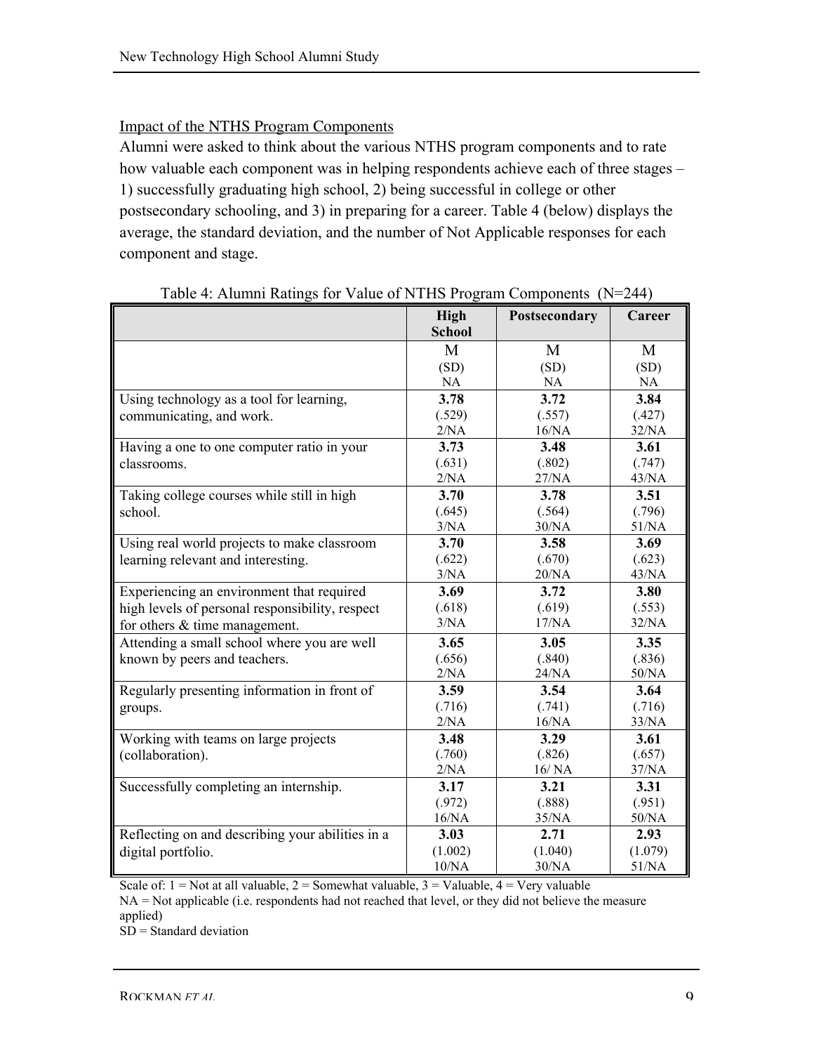Impact of the NTHS Program Components

Alumni were asked to think about the various NTHS program components and to rate how valuable each component was in helping respondents achieve each of three stages – 1) successfully graduating high school, 2) being successful in college or other postsecondary schooling, and 3) in preparing for a career. Table 4 (below) displays the average, the standard deviation, and the number of Not Applicable responses for each component and stage.

Table 4: Alumni Ratings for Value of NTHS Program Components (N=244)

| | High School | Postsecondary | Career |
|---|---|---|---|
| | M (SD) NA | M (SD) NA | M (SD) NA |
| Using technology as a tool for learning, communicating, and work. | **3.78** (.529) 2/NA | **3.72** (.557) 16/NA | **3.84** (.427) 32/NA |
| Having a one to one computer ratio in your classrooms. | **3.73** (.631) 2/NA | **3.48** (.802) 27/NA | **3.61** (.747) 43/NA |
| Taking college courses while still in high school. | **3.70** (.645) 3/NA | **3.78** (.564) 30/NA | **3.51** (.796) 51/NA |
| Using real world projects to make classroom learning relevant and interesting. | **3.70** (.622) 3/NA | **3.58** (.670) 20/NA | **3.69** (.623) 43/NA |
| Experiencing an environment that required high levels of personal responsibility, respect for others & time management. | **3.69** (.618) 3/NA | **3.72** (.619) 17/NA | **3.80** (.553) 32/NA |
| Attending a small school where you are well known by peers and teachers. | **3.65** (.656) 2/NA | **3.05** (.840) 24/NA | **3.35** (.836) 50/NA |
| Regularly presenting information in front of groups. | **3.59** (.716) 2/NA | **3.54** (.741) 16/NA | **3.64** (.716) 33/NA |
| Working with teams on large projects (collaboration). | **3.48** (.760) 2/NA | **3.29** (.826) 16/ NA | **3.61** (.657) 37/NA |
| Successfully completing an internship. | **3.17** (.972) 16/NA | **3.21** (.888) 35/NA | **3.31** (.951) 50/NA |
| Reflecting on and describing your abilities in a digital portfolio. | **3.03** (1.002) 10/NA | **2.71** (1.040) 30/NA | **2.93** (1.079) 51/NA |

Scale of: 1 = Not at all valuable, 2 = Somewhat valuable, 3 = Valuable, 4 = Very valuable
NA = Not applicable (i.e. respondents had not reached that level, or they did not believe the measure applied)
SD = Standard deviation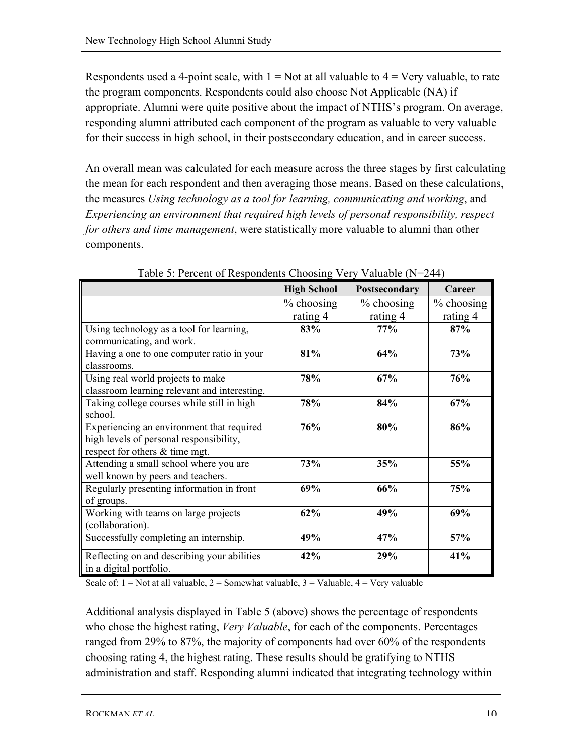Respondents used a 4-point scale, with 1 = Not at all valuable to 4 = Very valuable, to rate the program components. Respondents could also choose Not Applicable (NA) if appropriate. Alumni were quite positive about the impact of NTHS's program. On average, responding alumni attributed each component of the program as valuable to very valuable for their success in high school, in their postsecondary education, and in career success.

An overall mean was calculated for each measure across the three stages by first calculating the mean for each respondent and then averaging those means. Based on these calculations, the measures *Using technology as a tool for learning, communicating and working*, and *Experiencing an environment that required high levels of personal responsibility, respect for others and time management*, were statistically more valuable to alumni than other components.

Table 5: Percent of Respondents Choosing Very Valuable (N=244)

| | **High School** | **Postsecondary** | **Career** |
|---|---|---|---|
| | % choosing rating 4 | % choosing rating 4 | % choosing rating 4 |
| Using technology as a tool for learning, communicating, and work. | **83%** | **77%** | **87%** |
| Having a one to one computer ratio in your classrooms. | **81%** | **64%** | **73%** |
| Using real world projects to make classroom learning relevant and interesting. | **78%** | **67%** | **76%** |
| Taking college courses while still in high school. | **78%** | **84%** | **67%** |
| Experiencing an environment that required high levels of personal responsibility, respect for others & time mgt. | **76%** | **80%** | **86%** |
| Attending a small school where you are well known by peers and teachers. | **73%** | **35%** | **55%** |
| Regularly presenting information in front of groups. | **69%** | **66%** | **75%** |
| Working with teams on large projects (collaboration). | **62%** | **49%** | **69%** |
| Successfully completing an internship. | **49%** | **47%** | **57%** |
| Reflecting on and describing your abilities in a digital portfolio. | **42%** | **29%** | **41%** |

Scale of: 1 = Not at all valuable, 2 = Somewhat valuable, 3 = Valuable, 4 = Very valuable

Additional analysis displayed in Table 5 (above) shows the percentage of respondents who chose the highest rating, *Very Valuable*, for each of the components. Percentages ranged from 29% to 87%, the majority of components had over 60% of the respondents choosing rating 4, the highest rating. These results should be gratifying to NTHS administration and staff. Responding alumni indicated that integrating technology within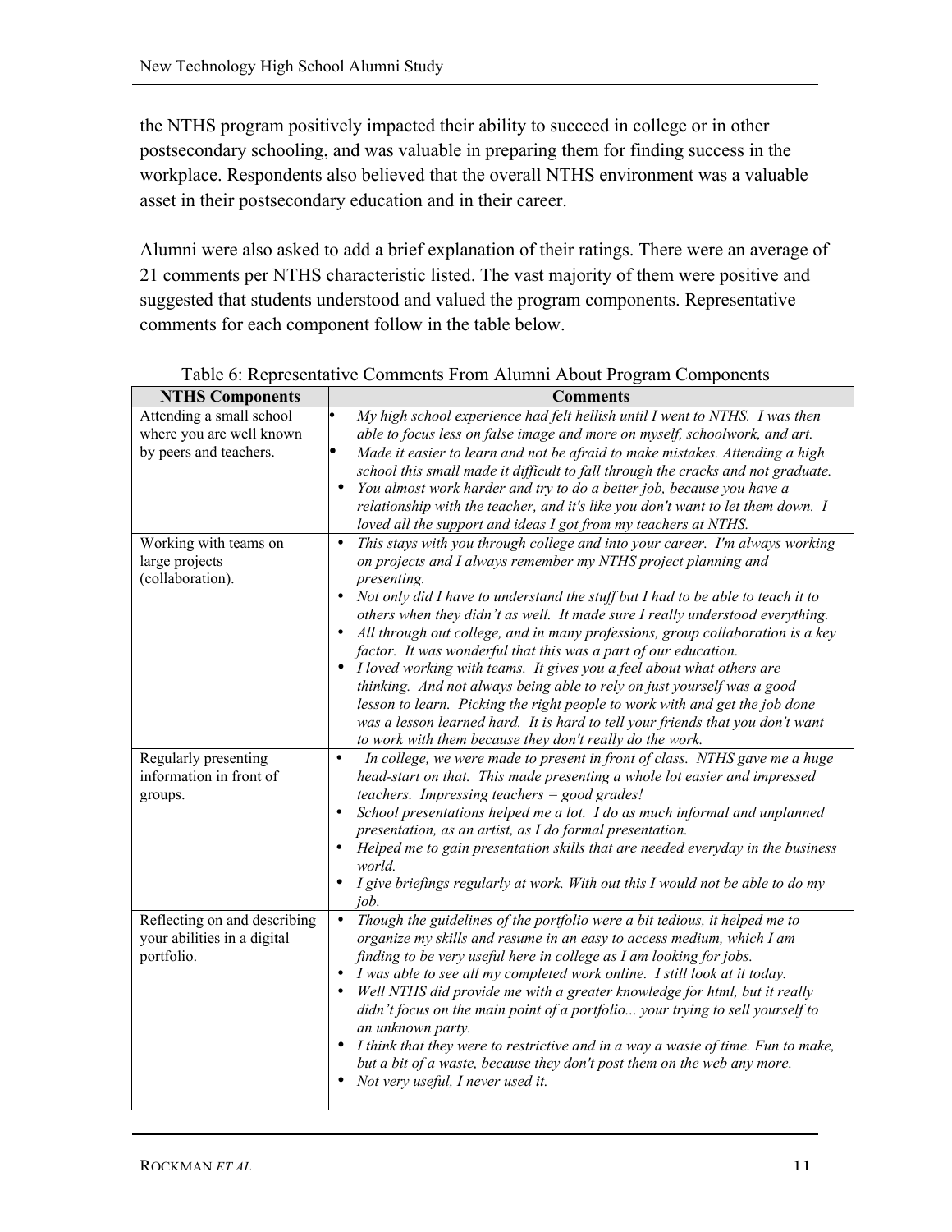the NTHS program positively impacted their ability to succeed in college or in other postsecondary schooling, and was valuable in preparing them for finding success in the workplace. Respondents also believed that the overall NTHS environment was a valuable asset in their postsecondary education and in their career.

Alumni were also asked to add a brief explanation of their ratings. There were an average of 21 comments per NTHS characteristic listed. The vast majority of them were positive and suggested that students understood and valued the program components. Representative comments for each component follow in the table below.

Table 6: Representative Comments From Alumni About Program Components

| NTHS Components | Comments |
|---|---|
| Attending a small school where you are well known by peers and teachers. | • *My high school experience had felt hellish until I went to NTHS. I was then able to focus less on false image and more on myself, schoolwork, and art.*<br>• *Made it easier to learn and not be afraid to make mistakes. Attending a high school this small made it difficult to fall through the cracks and not graduate.*<br>• *You almost work harder and try to do a better job, because you have a relationship with the teacher, and it's like you don't want to let them down. I loved all the support and ideas I got from my teachers at NTHS.* |
| Working with teams on large projects (collaboration). | • *This stays with you through college and into your career. I'm always working on projects and I always remember my NTHS project planning and presenting.*<br>• *Not only did I have to understand the stuff but I had to be able to teach it to others when they didn't as well. It made sure I really understood everything.*<br>• *All through out college, and in many professions, group collaboration is a key factor. It was wonderful that this was a part of our education.*<br>• *I loved working with teams. It gives you a feel about what others are thinking. And not always being able to rely on just yourself was a good lesson to learn. Picking the right people to work with and get the job done was a lesson learned hard. It is hard to tell your friends that you don't want to work with them because they don't really do the work.* |
| Regularly presenting information in front of groups. | • *In college, we were made to present in front of class. NTHS gave me a huge head-start on that. This made presenting a whole lot easier and impressed teachers. Impressing teachers = good grades!*<br>• *School presentations helped me a lot. I do as much informal and unplanned presentation, as an artist, as I do formal presentation.*<br>• *Helped me to gain presentation skills that are needed everyday in the business world.*<br>• *I give briefings regularly at work. With out this I would not be able to do my job.* |
| Reflecting on and describing your abilities in a digital portfolio. | • *Though the guidelines of the portfolio were a bit tedious, it helped me to organize my skills and resume in an easy to access medium, which I am finding to be very useful here in college as I am looking for jobs.*<br>• *I was able to see all my completed work online. I still look at it today.*<br>• *Well NTHS did provide me with a greater knowledge for html, but it really didn't focus on the main point of a portfolio... your trying to sell yourself to an unknown party.*<br>• *I think that they were to restrictive and in a way a waste of time. Fun to make, but a bit of a waste, because they don't post them on the web any more.*<br>• *Not very useful, I never used it.* |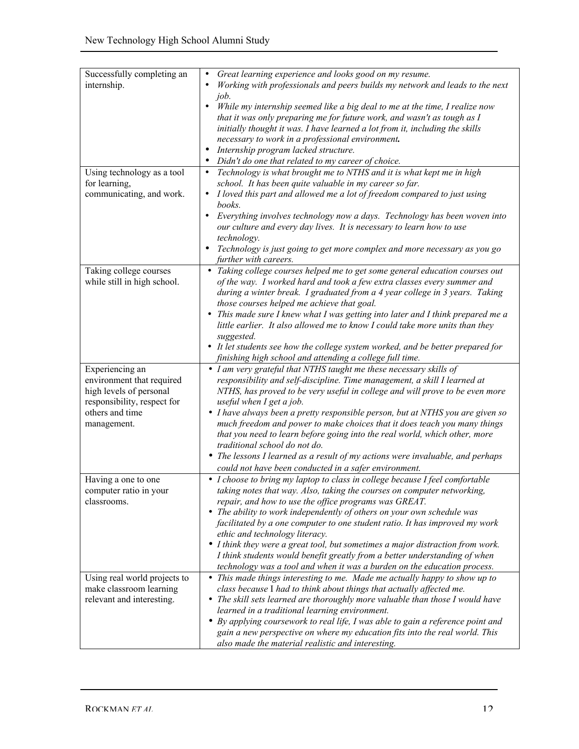| | |
|---|---|
| Successfully completing an internship. | • *Great learning experience and looks good on my resume.*<br>• *Working with professionals and peers builds my network and leads to the next job.*<br>• *While my internship seemed like a big deal to me at the time, I realize now that it was only preparing me for future work, and wasn't as tough as I initially thought it was. I have learned a lot from it, including the skills necessary to work in a professional environment.*<br>• *Internship program lacked structure.*<br>• *Didn't do one that related to my career of choice.* |
| Using technology as a tool for learning, communicating, and work. | • *Technology is what brought me to NTHS and it is what kept me in high school. It has been quite valuable in my career so far.*<br>• *I loved this part and allowed me a lot of freedom compared to just using books.*<br>• *Everything involves technology now a days. Technology has been woven into our culture and every day lives. It is necessary to learn how to use technology.*<br>• *Technology is just going to get more complex and more necessary as you go further with careers.* |
| Taking college courses while still in high school. | • *Taking college courses helped me to get some general education courses out of the way. I worked hard and took a few extra classes every summer and during a winter break. I graduated from a 4 year college in 3 years. Taking those courses helped me achieve that goal.*<br>• *This made sure I knew what I was getting into later and I think prepared me a little earlier. It also allowed me to know I could take more units than they suggested.*<br>• *It let students see how the college system worked, and be better prepared for finishing high school and attending a college full time.* |
| Experiencing an environment that required high levels of personal responsibility, respect for others and time management. | • *I am very grateful that NTHS taught me these necessary skills of responsibility and self-discipline. Time management, a skill I learned at NTHS, has proved to be very useful in college and will prove to be even more useful when I get a job.*<br>• *I have always been a pretty responsible person, but at NTHS you are given so much freedom and power to make choices that it does teach you many things that you need to learn before going into the real world, which other, more traditional school do not do.*<br>• *The lessons I learned as a result of my actions were invaluable, and perhaps could not have been conducted in a safer environment.* |
| Having a one to one computer ratio in your classrooms. | • *I choose to bring my laptop to class in college because I feel comfortable taking notes that way. Also, taking the courses on computer networking, repair, and how to use the office programs was GREAT.*<br>• *The ability to work independently of others on your own schedule was facilitated by a one computer to one student ratio. It has improved my work ethic and technology literacy.*<br>• *I think they were a great tool, but sometimes a major distraction from work. I think students would benefit greatly from a better understanding of when technology was a tool and when it was a burden on the education process.* |
| Using real world projects to make classroom learning relevant and interesting. | • *This made things interesting to me. Made me actually happy to show up to class because I had to think about things that actually affected me.*<br>• *The skill sets learned are thoroughly more valuable than those I would have learned in a traditional learning environment.*<br>• *By applying coursework to real life, I was able to gain a reference point and gain a new perspective on where my education fits into the real world. This also made the material realistic and interesting.* |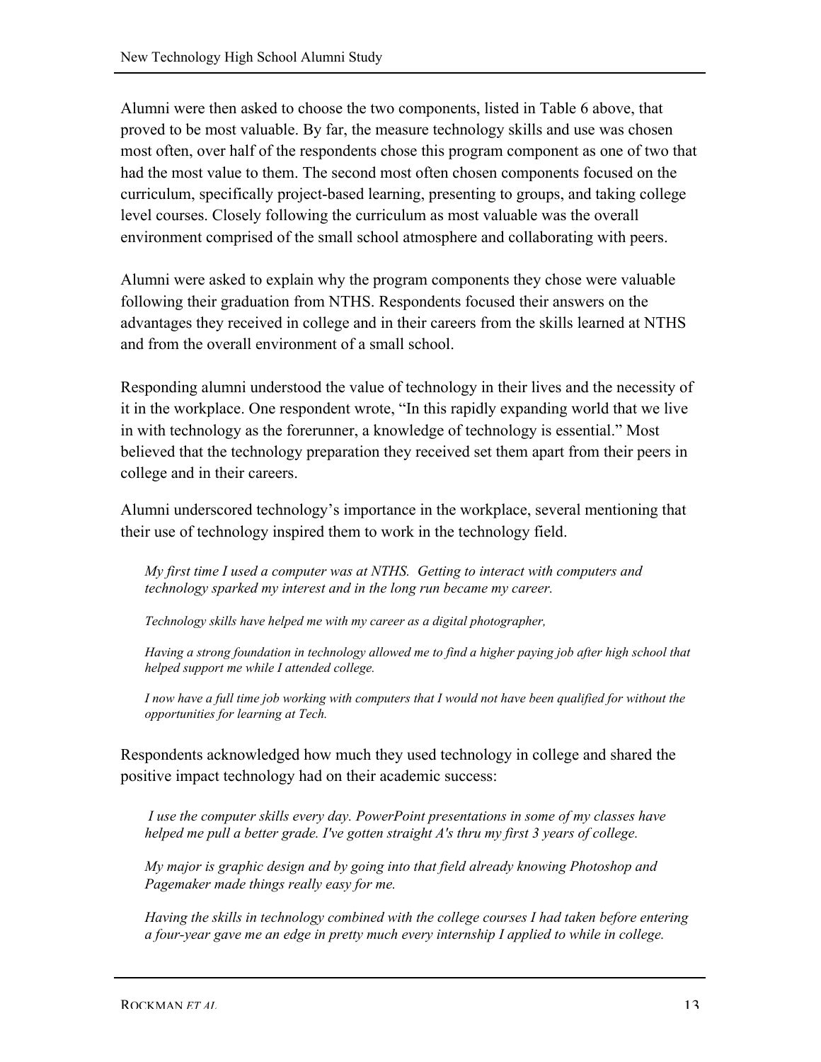Alumni were then asked to choose the two components, listed in Table 6 above, that proved to be most valuable. By far, the measure technology skills and use was chosen most often, over half of the respondents chose this program component as one of two that had the most value to them. The second most often chosen components focused on the curriculum, specifically project-based learning, presenting to groups, and taking college level courses. Closely following the curriculum as most valuable was the overall environment comprised of the small school atmosphere and collaborating with peers.

Alumni were asked to explain why the program components they chose were valuable following their graduation from NTHS. Respondents focused their answers on the advantages they received in college and in their careers from the skills learned at NTHS and from the overall environment of a small school.

Responding alumni understood the value of technology in their lives and the necessity of it in the workplace. One respondent wrote, "In this rapidly expanding world that we live in with technology as the forerunner, a knowledge of technology is essential." Most believed that the technology preparation they received set them apart from their peers in college and in their careers.

Alumni underscored technology's importance in the workplace, several mentioning that their use of technology inspired them to work in the technology field.

> *My first time I used a computer was at NTHS. Getting to interact with computers and technology sparked my interest and in the long run became my career.*
>
> *Technology skills have helped me with my career as a digital photographer,*
>
> *Having a strong foundation in technology allowed me to find a higher paying job after high school that helped support me while I attended college.*
>
> *I now have a full time job working with computers that I would not have been qualified for without the opportunities for learning at Tech.*

Respondents acknowledged how much they used technology in college and shared the positive impact technology had on their academic success:

> *I use the computer skills every day. PowerPoint presentations in some of my classes have helped me pull a better grade. I've gotten straight A's thru my first 3 years of college.*
>
> *My major is graphic design and by going into that field already knowing Photoshop and Pagemaker made things really easy for me.*
>
> *Having the skills in technology combined with the college courses I had taken before entering a four-year gave me an edge in pretty much every internship I applied to while in college.*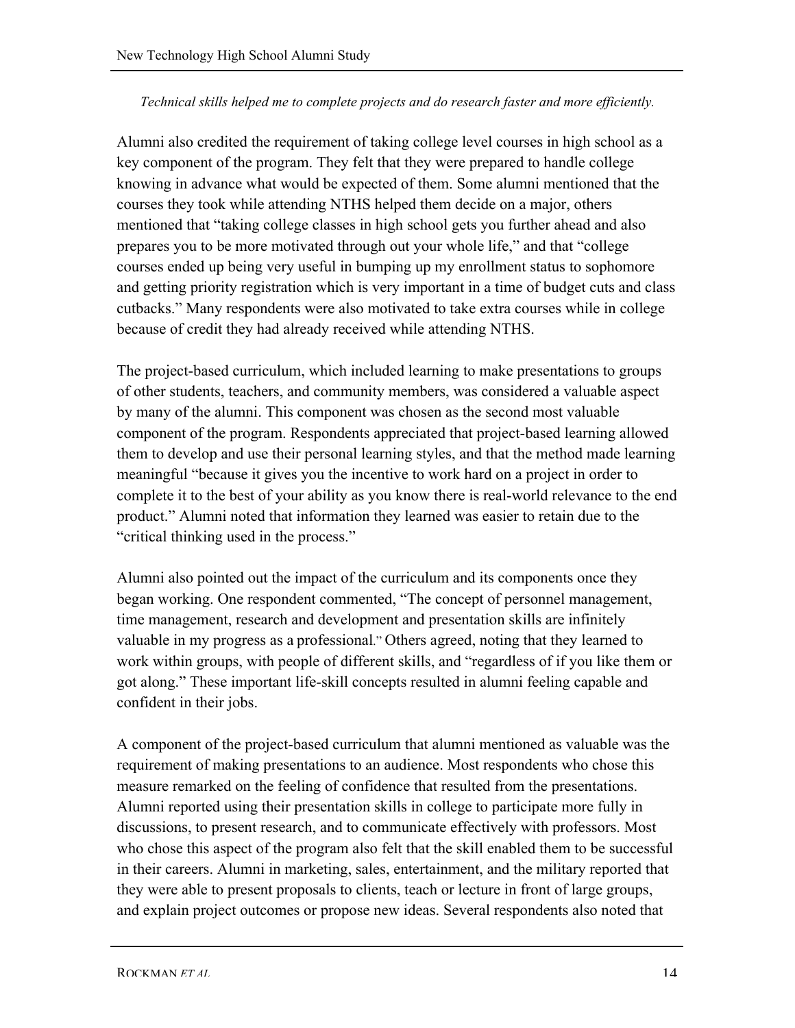*Technical skills helped me to complete projects and do research faster and more efficiently.*

Alumni also credited the requirement of taking college level courses in high school as a key component of the program. They felt that they were prepared to handle college knowing in advance what would be expected of them. Some alumni mentioned that the courses they took while attending NTHS helped them decide on a major, others mentioned that "taking college classes in high school gets you further ahead and also prepares you to be more motivated through out your whole life," and that "college courses ended up being very useful in bumping up my enrollment status to sophomore and getting priority registration which is very important in a time of budget cuts and class cutbacks." Many respondents were also motivated to take extra courses while in college because of credit they had already received while attending NTHS.

The project-based curriculum, which included learning to make presentations to groups of other students, teachers, and community members, was considered a valuable aspect by many of the alumni. This component was chosen as the second most valuable component of the program. Respondents appreciated that project-based learning allowed them to develop and use their personal learning styles, and that the method made learning meaningful "because it gives you the incentive to work hard on a project in order to complete it to the best of your ability as you know there is real-world relevance to the end product." Alumni noted that information they learned was easier to retain due to the "critical thinking used in the process."

Alumni also pointed out the impact of the curriculum and its components once they began working. One respondent commented, "The concept of personnel management, time management, research and development and presentation skills are infinitely valuable in my progress as a professional." Others agreed, noting that they learned to work within groups, with people of different skills, and "regardless of if you like them or got along." These important life-skill concepts resulted in alumni feeling capable and confident in their jobs.

A component of the project-based curriculum that alumni mentioned as valuable was the requirement of making presentations to an audience. Most respondents who chose this measure remarked on the feeling of confidence that resulted from the presentations. Alumni reported using their presentation skills in college to participate more fully in discussions, to present research, and to communicate effectively with professors. Most who chose this aspect of the program also felt that the skill enabled them to be successful in their careers. Alumni in marketing, sales, entertainment, and the military reported that they were able to present proposals to clients, teach or lecture in front of large groups, and explain project outcomes or propose new ideas. Several respondents also noted that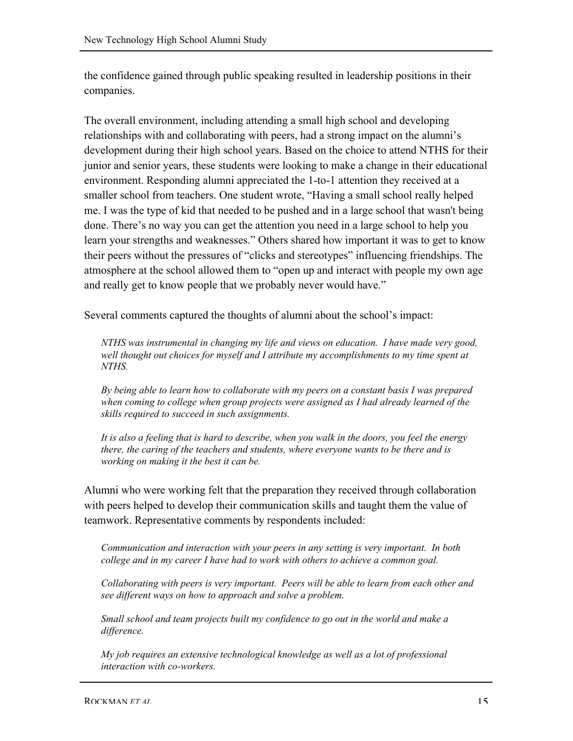the confidence gained through public speaking resulted in leadership positions in their companies.

The overall environment, including attending a small high school and developing relationships with and collaborating with peers, had a strong impact on the alumni's development during their high school years. Based on the choice to attend NTHS for their junior and senior years, these students were looking to make a change in their educational environment. Responding alumni appreciated the 1-to-1 attention they received at a smaller school from teachers. One student wrote, "Having a small school really helped me. I was the type of kid that needed to be pushed and in a large school that wasn't being done. There's no way you can get the attention you need in a large school to help you learn your strengths and weaknesses." Others shared how important it was to get to know their peers without the pressures of "clicks and stereotypes" influencing friendships. The atmosphere at the school allowed them to "open up and interact with people my own age and really get to know people that we probably never would have."

Several comments captured the thoughts of alumni about the school's impact:

> *NTHS was instrumental in changing my life and views on education. I have made very good, well thought out choices for myself and I attribute my accomplishments to my time spent at NTHS.*
>
> *By being able to learn how to collaborate with my peers on a constant basis I was prepared when coming to college when group projects were assigned as I had already learned of the skills required to succeed in such assignments.*
>
> *It is also a feeling that is hard to describe, when you walk in the doors, you feel the energy there, the caring of the teachers and students, where everyone wants to be there and is working on making it the best it can be.*

Alumni who were working felt that the preparation they received through collaboration with peers helped to develop their communication skills and taught them the value of teamwork. Representative comments by respondents included:

> *Communication and interaction with your peers in any setting is very important. In both college and in my career I have had to work with others to achieve a common goal.*
>
> *Collaborating with peers is very important. Peers will be able to learn from each other and see different ways on how to approach and solve a problem.*
>
> *Small school and team projects built my confidence to go out in the world and make a difference.*
>
> *My job requires an extensive technological knowledge as well as a lot of professional interaction with co-workers.*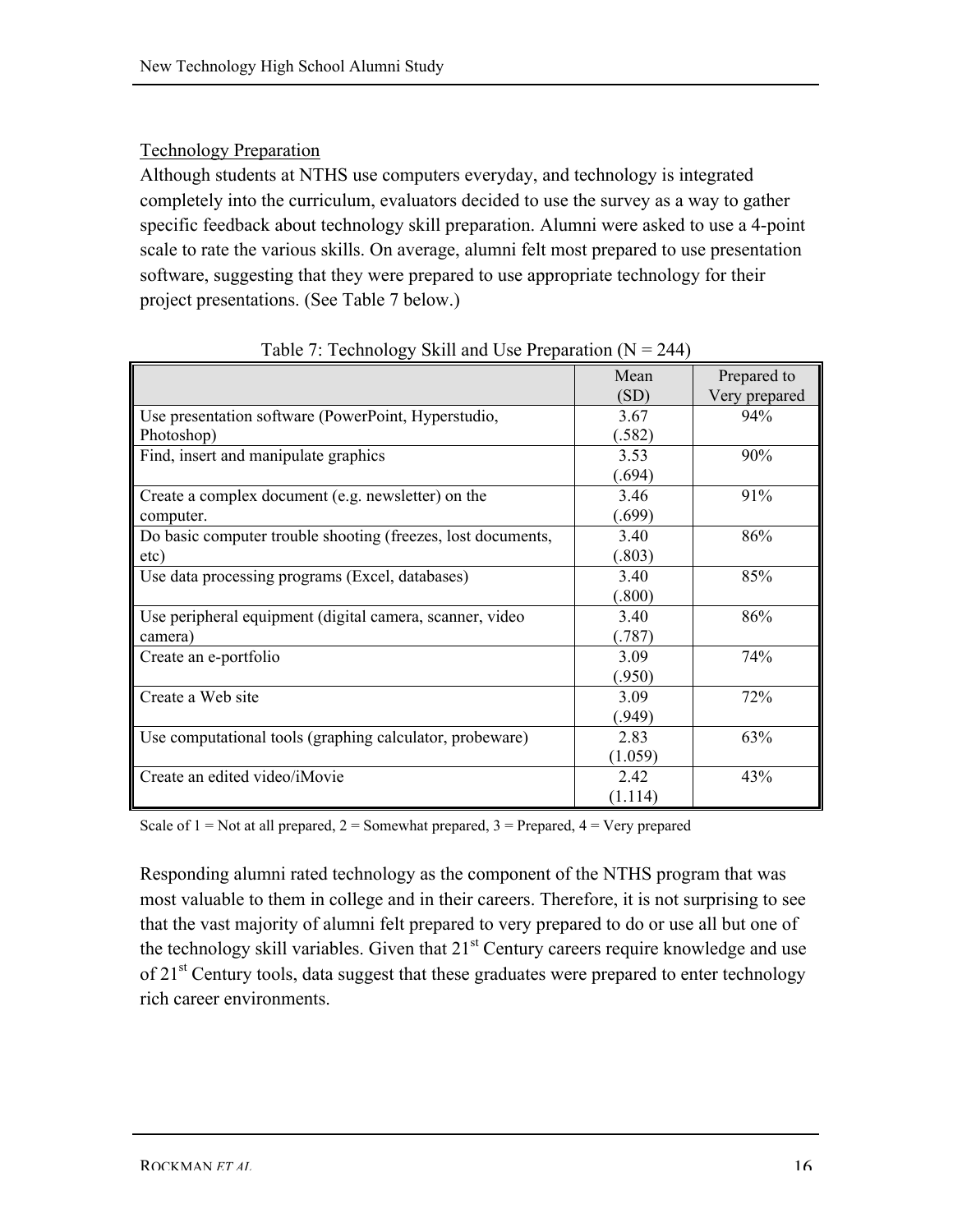## Technology Preparation

Although students at NTHS use computers everyday, and technology is integrated completely into the curriculum, evaluators decided to use the survey as a way to gather specific feedback about technology skill preparation. Alumni were asked to use a 4-point scale to rate the various skills. On average, alumni felt most prepared to use presentation software, suggesting that they were prepared to use appropriate technology for their project presentations. (See Table 7 below.)

Table 7: Technology Skill and Use Preparation (N = 244)

| | Mean (SD) | Prepared to Very prepared |
|---|---|---|
| Use presentation software (PowerPoint, Hyperstudio, Photoshop) | 3.67 (.582) | 94% |
| Find, insert and manipulate graphics | 3.53 (.694) | 90% |
| Create a complex document (e.g. newsletter) on the computer. | 3.46 (.699) | 91% |
| Do basic computer trouble shooting (freezes, lost documents, etc) | 3.40 (.803) | 86% |
| Use data processing programs (Excel, databases) | 3.40 (.800) | 85% |
| Use peripheral equipment (digital camera, scanner, video camera) | 3.40 (.787) | 86% |
| Create an e-portfolio | 3.09 (.950) | 74% |
| Create a Web site | 3.09 (.949) | 72% |
| Use computational tools (graphing calculator, probeware) | 2.83 (1.059) | 63% |
| Create an edited video/iMovie | 2.42 (1.114) | 43% |

Scale of 1 = Not at all prepared, 2 = Somewhat prepared, 3 = Prepared, 4 = Very prepared

Responding alumni rated technology as the component of the NTHS program that was most valuable to them in college and in their careers. Therefore, it is not surprising to see that the vast majority of alumni felt prepared to very prepared to do or use all but one of the technology skill variables. Given that 21st Century careers require knowledge and use of 21st Century tools, data suggest that these graduates were prepared to enter technology rich career environments.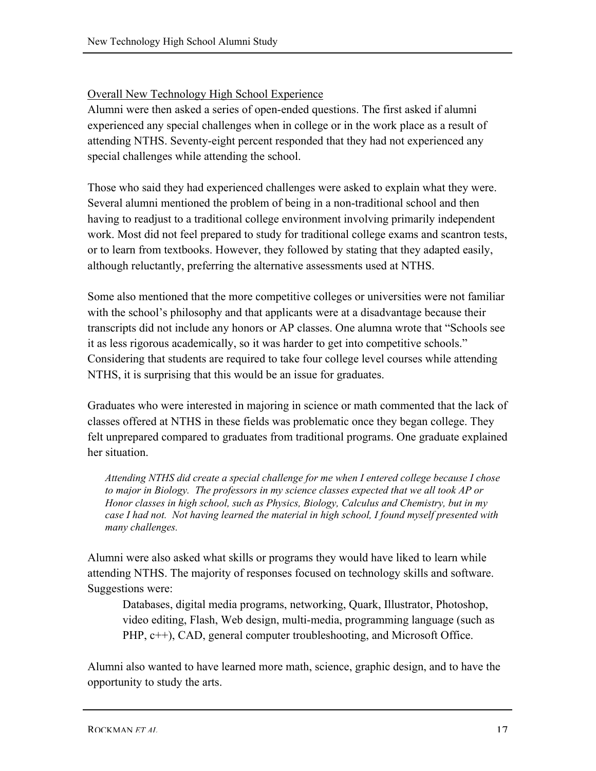Overall New Technology High School Experience

Alumni were then asked a series of open-ended questions. The first asked if alumni experienced any special challenges when in college or in the work place as a result of attending NTHS. Seventy-eight percent responded that they had not experienced any special challenges while attending the school.

Those who said they had experienced challenges were asked to explain what they were. Several alumni mentioned the problem of being in a non-traditional school and then having to readjust to a traditional college environment involving primarily independent work. Most did not feel prepared to study for traditional college exams and scantron tests, or to learn from textbooks. However, they followed by stating that they adapted easily, although reluctantly, preferring the alternative assessments used at NTHS.

Some also mentioned that the more competitive colleges or universities were not familiar with the school's philosophy and that applicants were at a disadvantage because their transcripts did not include any honors or AP classes. One alumna wrote that "Schools see it as less rigorous academically, so it was harder to get into competitive schools." Considering that students are required to take four college level courses while attending NTHS, it is surprising that this would be an issue for graduates.

Graduates who were interested in majoring in science or math commented that the lack of classes offered at NTHS in these fields was problematic once they began college. They felt unprepared compared to graduates from traditional programs. One graduate explained her situation.

> *Attending NTHS did create a special challenge for me when I entered college because I chose to major in Biology. The professors in my science classes expected that we all took AP or Honor classes in high school, such as Physics, Biology, Calculus and Chemistry, but in my case I had not. Not having learned the material in high school, I found myself presented with many challenges.*

Alumni were also asked what skills or programs they would have liked to learn while attending NTHS. The majority of responses focused on technology skills and software. Suggestions were:

> Databases, digital media programs, networking, Quark, Illustrator, Photoshop, video editing, Flash, Web design, multi-media, programming language (such as PHP, c++), CAD, general computer troubleshooting, and Microsoft Office.

Alumni also wanted to have learned more math, science, graphic design, and to have the opportunity to study the arts.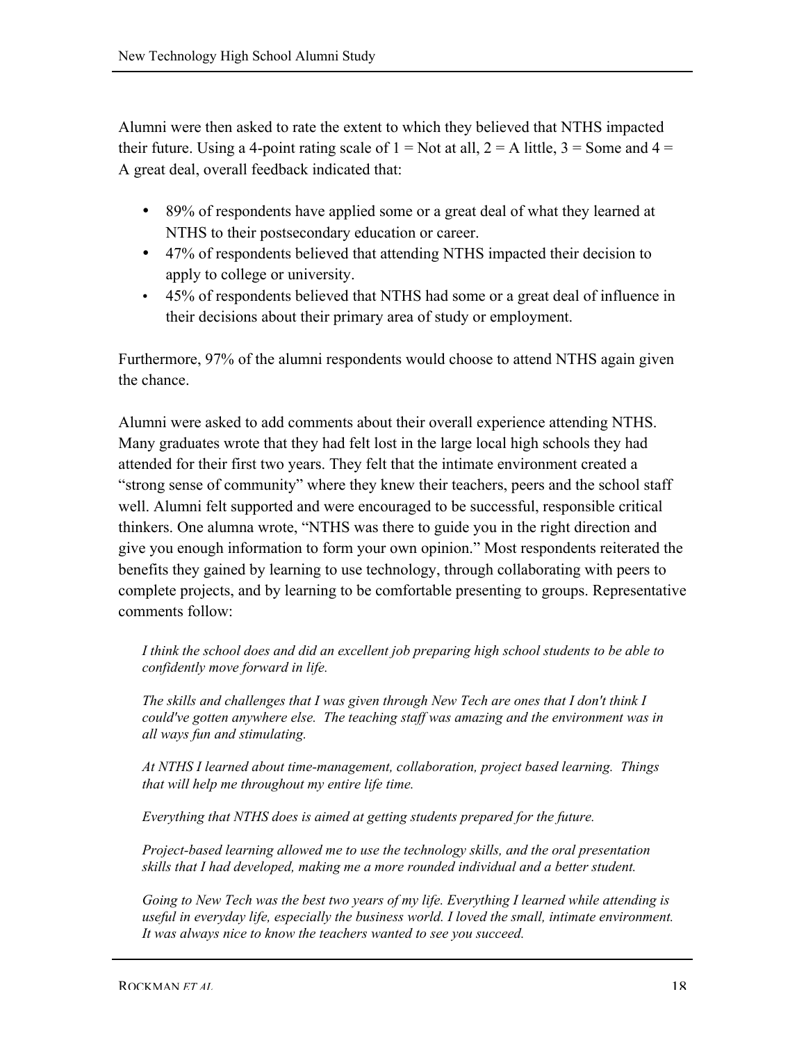Alumni were then asked to rate the extent to which they believed that NTHS impacted their future. Using a 4-point rating scale of 1 = Not at all, 2 = A little, 3 = Some and 4 = A great deal, overall feedback indicated that:

- 89% of respondents have applied some or a great deal of what they learned at NTHS to their postsecondary education or career.
- 47% of respondents believed that attending NTHS impacted their decision to apply to college or university.
- 45% of respondents believed that NTHS had some or a great deal of influence in their decisions about their primary area of study or employment.

Furthermore, 97% of the alumni respondents would choose to attend NTHS again given the chance.

Alumni were asked to add comments about their overall experience attending NTHS. Many graduates wrote that they had felt lost in the large local high schools they had attended for their first two years. They felt that the intimate environment created a "strong sense of community" where they knew their teachers, peers and the school staff well. Alumni felt supported and were encouraged to be successful, responsible critical thinkers. One alumna wrote, "NTHS was there to guide you in the right direction and give you enough information to form your own opinion." Most respondents reiterated the benefits they gained by learning to use technology, through collaborating with peers to complete projects, and by learning to be comfortable presenting to groups. Representative comments follow:

> *I think the school does and did an excellent job preparing high school students to be able to confidently move forward in life.*
>
> *The skills and challenges that I was given through New Tech are ones that I don't think I could've gotten anywhere else. The teaching staff was amazing and the environment was in all ways fun and stimulating.*
>
> *At NTHS I learned about time-management, collaboration, project based learning. Things that will help me throughout my entire life time.*
>
> *Everything that NTHS does is aimed at getting students prepared for the future.*
>
> *Project-based learning allowed me to use the technology skills, and the oral presentation skills that I had developed, making me a more rounded individual and a better student.*
>
> *Going to New Tech was the best two years of my life. Everything I learned while attending is useful in everyday life, especially the business world. I loved the small, intimate environment. It was always nice to know the teachers wanted to see you succeed.*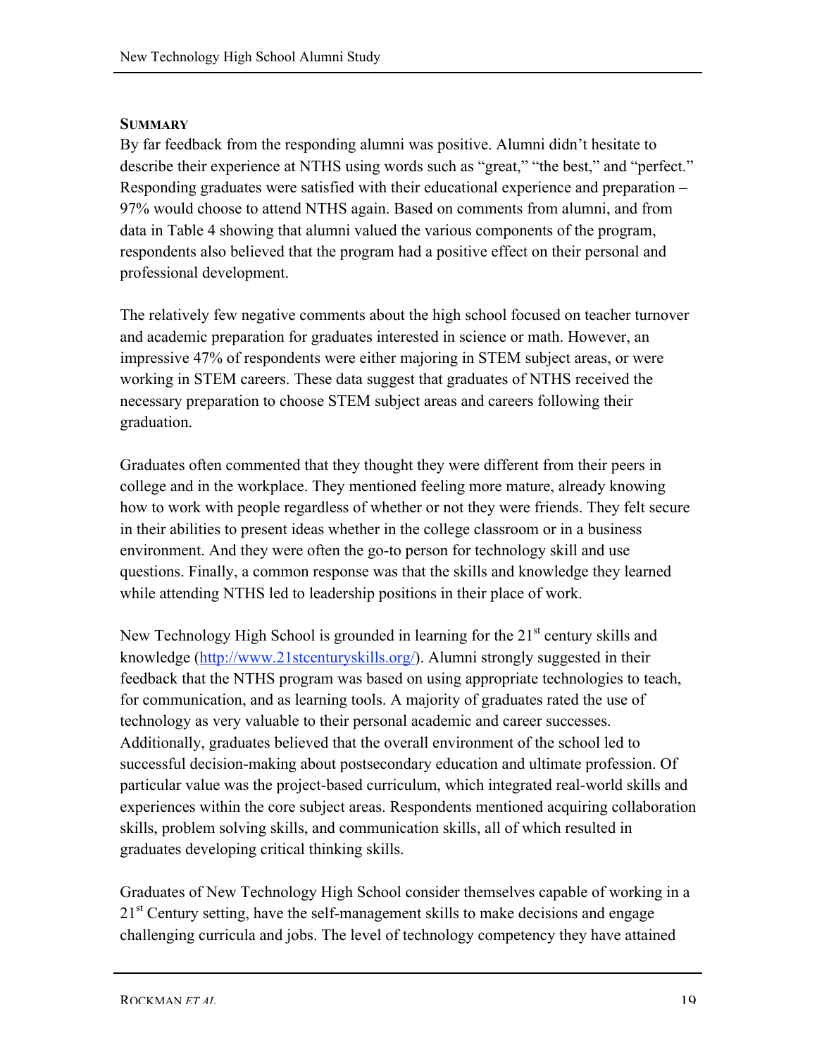## SUMMARY

By far feedback from the responding alumni was positive. Alumni didn't hesitate to describe their experience at NTHS using words such as "great," "the best," and "perfect." Responding graduates were satisfied with their educational experience and preparation – 97% would choose to attend NTHS again. Based on comments from alumni, and from data in Table 4 showing that alumni valued the various components of the program, respondents also believed that the program had a positive effect on their personal and professional development.

The relatively few negative comments about the high school focused on teacher turnover and academic preparation for graduates interested in science or math. However, an impressive 47% of respondents were either majoring in STEM subject areas, or were working in STEM careers. These data suggest that graduates of NTHS received the necessary preparation to choose STEM subject areas and careers following their graduation.

Graduates often commented that they thought they were different from their peers in college and in the workplace. They mentioned feeling more mature, already knowing how to work with people regardless of whether or not they were friends. They felt secure in their abilities to present ideas whether in the college classroom or in a business environment. And they were often the go-to person for technology skill and use questions. Finally, a common response was that the skills and knowledge they learned while attending NTHS led to leadership positions in their place of work.

New Technology High School is grounded in learning for the 21st century skills and knowledge (http://www.21stcenturyskills.org/). Alumni strongly suggested in their feedback that the NTHS program was based on using appropriate technologies to teach, for communication, and as learning tools. A majority of graduates rated the use of technology as very valuable to their personal academic and career successes. Additionally, graduates believed that the overall environment of the school led to successful decision-making about postsecondary education and ultimate profession. Of particular value was the project-based curriculum, which integrated real-world skills and experiences within the core subject areas. Respondents mentioned acquiring collaboration skills, problem solving skills, and communication skills, all of which resulted in graduates developing critical thinking skills.

Graduates of New Technology High School consider themselves capable of working in a 21st Century setting, have the self-management skills to make decisions and engage challenging curricula and jobs. The level of technology competency they have attained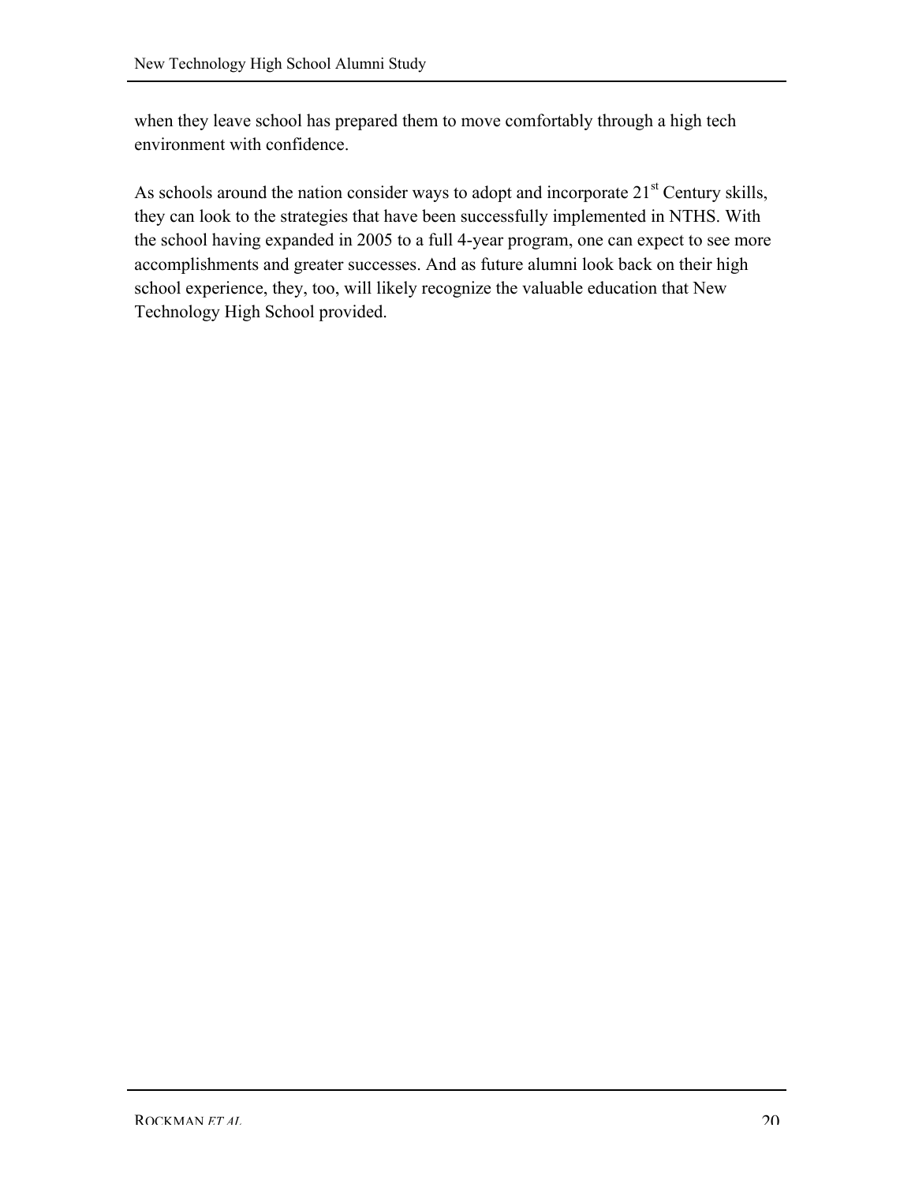when they leave school has prepared them to move comfortably through a high tech environment with confidence.

As schools around the nation consider ways to adopt and incorporate 21st Century skills, they can look to the strategies that have been successfully implemented in NTHS. With the school having expanded in 2005 to a full 4-year program, one can expect to see more accomplishments and greater successes. And as future alumni look back on their high school experience, they, too, will likely recognize the valuable education that New Technology High School provided.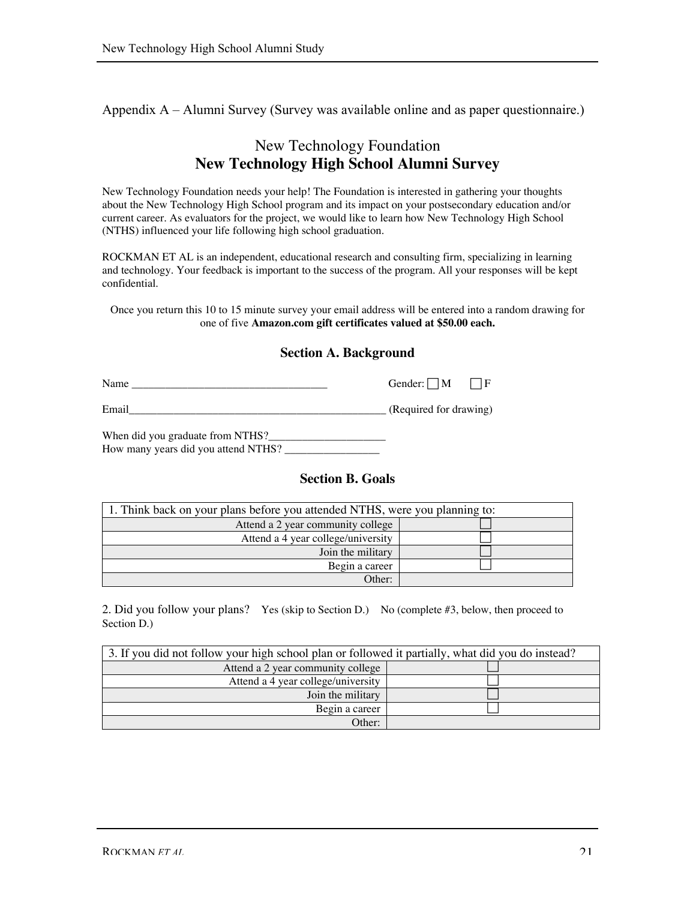Appendix A – Alumni Survey (Survey was available online and as paper questionnaire.)

## New Technology Foundation
## **New Technology High School Alumni Survey**

New Technology Foundation needs your help! The Foundation is interested in gathering your thoughts about the New Technology High School program and its impact on your postsecondary education and/or current career. As evaluators for the project, we would like to learn how New Technology High School (NTHS) influenced your life following high school graduation.

ROCKMAN ET AL is an independent, educational research and consulting firm, specializing in learning and technology. Your feedback is important to the success of the program. All your responses will be kept confidential.

Once you return this 10 to 15 minute survey your email address will be entered into a random drawing for one of five **Amazon.com gift certificates valued at $50.00 each.**

### **Section A. Background**

Name ___________________________________ Gender: ☐ M ☐ F

Email_______________________________________________ (Required for drawing)

When did you graduate from NTHS?_____________________

How many years did you attend NTHS? _________________

### **Section B. Goals**

| 1. Think back on your plans before you attended NTHS, were you planning to: | |
|---|---|
| Attend a 2 year community college | ☐ |
| Attend a 4 year college/university | ☐ |
| Join the military | ☐ |
| Begin a career | ☐ |
| Other: | |

2. Did you follow your plans? Yes (skip to Section D.) No (complete #3, below, then proceed to Section D.)

| 3. If you did not follow your high school plan or followed it partially, what did you do instead? | |
|---|---|
| Attend a 2 year community college | ☐ |
| Attend a 4 year college/university | ☐ |
| Join the military | ☐ |
| Begin a career | ☐ |
| Other: | |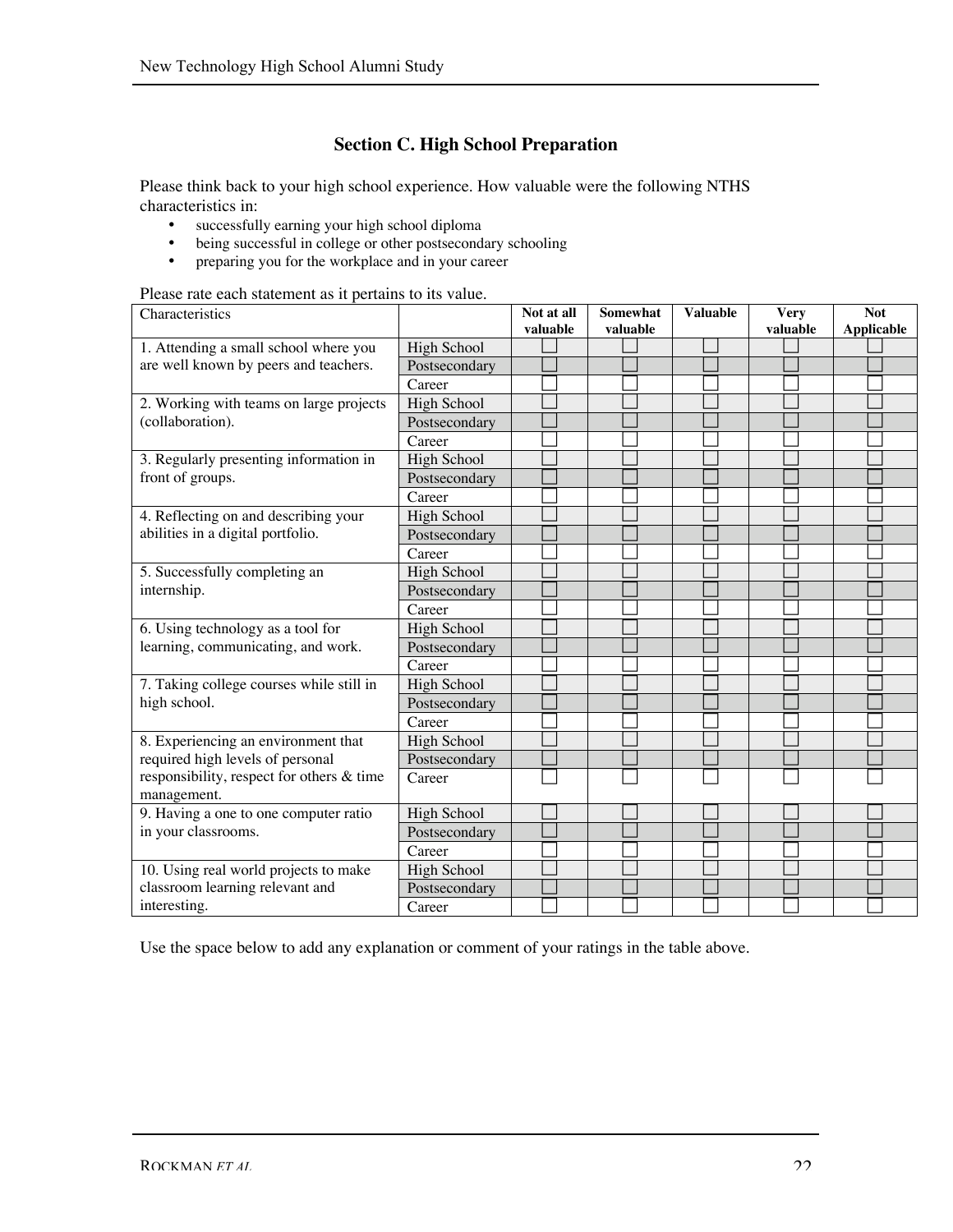## Section C. High School Preparation

Please think back to your high school experience. How valuable were the following NTHS characteristics in:

- successfully earning your high school diploma
- being successful in college or other postsecondary schooling
- preparing you for the workplace and in your career

Please rate each statement as it pertains to its value.

| Characteristics | | Not at all valuable | Somewhat valuable | Valuable | Very valuable | Not Applicable |
|---|---|---|---|---|---|---|
| 1. Attending a small school where you are well known by peers and teachers. | High School | ☐ | ☐ | ☐ | ☐ | ☐ |
| | Postsecondary | ☐ | ☐ | ☐ | ☐ | ☐ |
| | Career | ☐ | ☐ | ☐ | ☐ | ☐ |
| 2. Working with teams on large projects (collaboration). | High School | ☐ | ☐ | ☐ | ☐ | ☐ |
| | Postsecondary | ☐ | ☐ | ☐ | ☐ | ☐ |
| | Career | ☐ | ☐ | ☐ | ☐ | ☐ |
| 3. Regularly presenting information in front of groups. | High School | ☐ | ☐ | ☐ | ☐ | ☐ |
| | Postsecondary | ☐ | ☐ | ☐ | ☐ | ☐ |
| | Career | ☐ | ☐ | ☐ | ☐ | ☐ |
| 4. Reflecting on and describing your abilities in a digital portfolio. | High School | ☐ | ☐ | ☐ | ☐ | ☐ |
| | Postsecondary | ☐ | ☐ | ☐ | ☐ | ☐ |
| | Career | ☐ | ☐ | ☐ | ☐ | ☐ |
| 5. Successfully completing an internship. | High School | ☐ | ☐ | ☐ | ☐ | ☐ |
| | Postsecondary | ☐ | ☐ | ☐ | ☐ | ☐ |
| | Career | ☐ | ☐ | ☐ | ☐ | ☐ |
| 6. Using technology as a tool for learning, communicating, and work. | High School | ☐ | ☐ | ☐ | ☐ | ☐ |
| | Postsecondary | ☐ | ☐ | ☐ | ☐ | ☐ |
| | Career | ☐ | ☐ | ☐ | ☐ | ☐ |
| 7. Taking college courses while still in high school. | High School | ☐ | ☐ | ☐ | ☐ | ☐ |
| | Postsecondary | ☐ | ☐ | ☐ | ☐ | ☐ |
| | Career | ☐ | ☐ | ☐ | ☐ | ☐ |
| 8. Experiencing an environment that required high levels of personal responsibility, respect for others & time management. | High School | ☐ | ☐ | ☐ | ☐ | ☐ |
| | Postsecondary | ☐ | ☐ | ☐ | ☐ | ☐ |
| | Career | ☐ | ☐ | ☐ | ☐ | ☐ |
| 9. Having a one to one computer ratio in your classrooms. | High School | ☐ | ☐ | ☐ | ☐ | ☐ |
| | Postsecondary | ☐ | ☐ | ☐ | ☐ | ☐ |
| | Career | ☐ | ☐ | ☐ | ☐ | ☐ |
| 10. Using real world projects to make classroom learning relevant and interesting. | High School | ☐ | ☐ | ☐ | ☐ | ☐ |
| | Postsecondary | ☐ | ☐ | ☐ | ☐ | ☐ |
| | Career | ☐ | ☐ | ☐ | ☐ | ☐ |

Use the space below to add any explanation or comment of your ratings in the table above.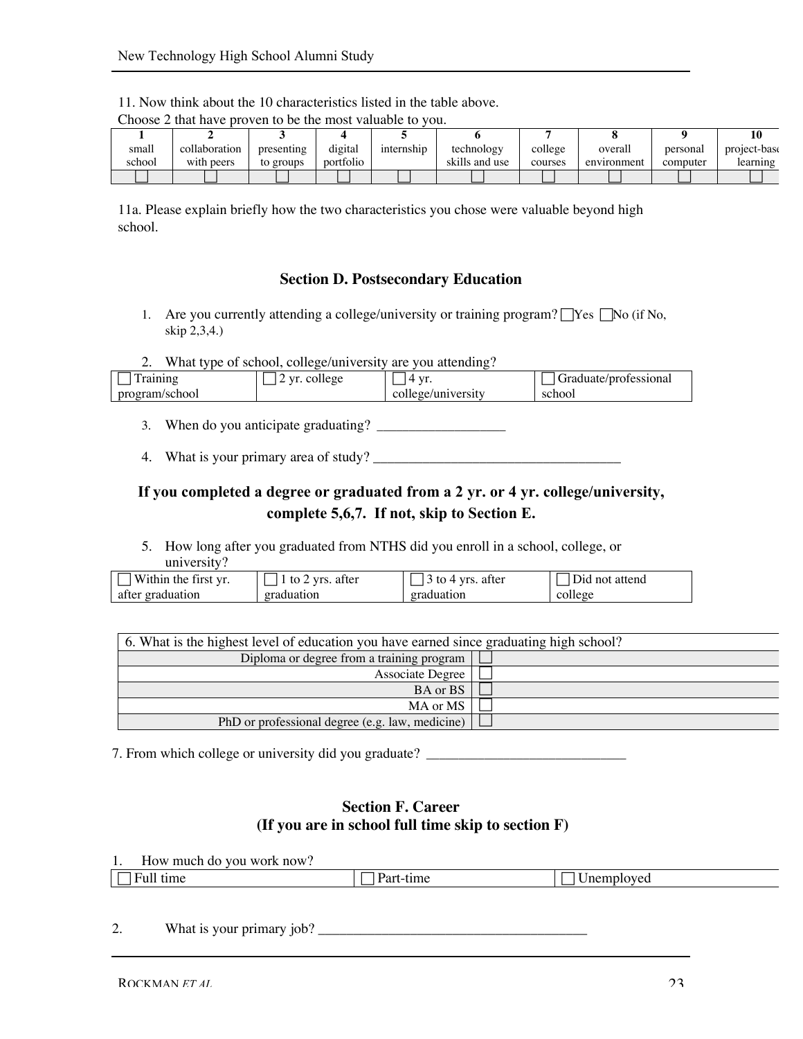11. Now think about the 10 characteristics listed in the table above.
Choose 2 that have proven to be the most valuable to you.

| 1 | 2 | 3 | 4 | 5 | 6 | 7 | 8 | 9 | 10 |
|---|---|---|---|---|---|---|---|---|---|
| small school | collaboration with peers | presenting to groups | digital portfolio | internship | technology skills and use | college courses | overall environment | personal computer | project-based learning |
| ☐ | ☐ | ☐ | ☐ | ☐ | ☐ | ☐ | ☐ | ☐ | ☐ |

11a. Please explain briefly how the two characteristics you chose were valuable beyond high school.

## Section D. Postsecondary Education

1. Are you currently attending a college/university or training program? ☐Yes ☐No (if No, skip 2,3,4.)

2. What type of school, college/university are you attending?

| ☐ Training program/school | ☐ 2 yr. college | ☐ 4 yr. college/university | ☐ Graduate/professional school |
|---|---|---|---|

3. When do you anticipate graduating? ___________________

4. What is your primary area of study? ____________________________________

### If you completed a degree or graduated from a 2 yr. or 4 yr. college/university, complete 5,6,7. If not, skip to Section E.

5. How long after you graduated from NTHS did you enroll in a school, college, or university?

| ☐ Within the first yr. after graduation | ☐ 1 to 2 yrs. after graduation | ☐ 3 to 4 yrs. after graduation | ☐ Did not attend college |
|---|---|---|---|

| 6. What is the highest level of education you have earned since graduating high school? | |
|---|---|
| Diploma or degree from a training program | ☐ |
| Associate Degree | ☐ |
| BA or BS | ☐ |
| MA or MS | ☐ |
| PhD or professional degree (e.g. law, medicine) | ☐ |

7. From which college or university did you graduate? ______________________________

## Section F. Career
## (If you are in school full time skip to section F)

1. How much do you work now?

| ☐ Full time | ☐ Part-time | ☐ Unemployed |
|---|---|---|

2. What is your primary job? _______________________________________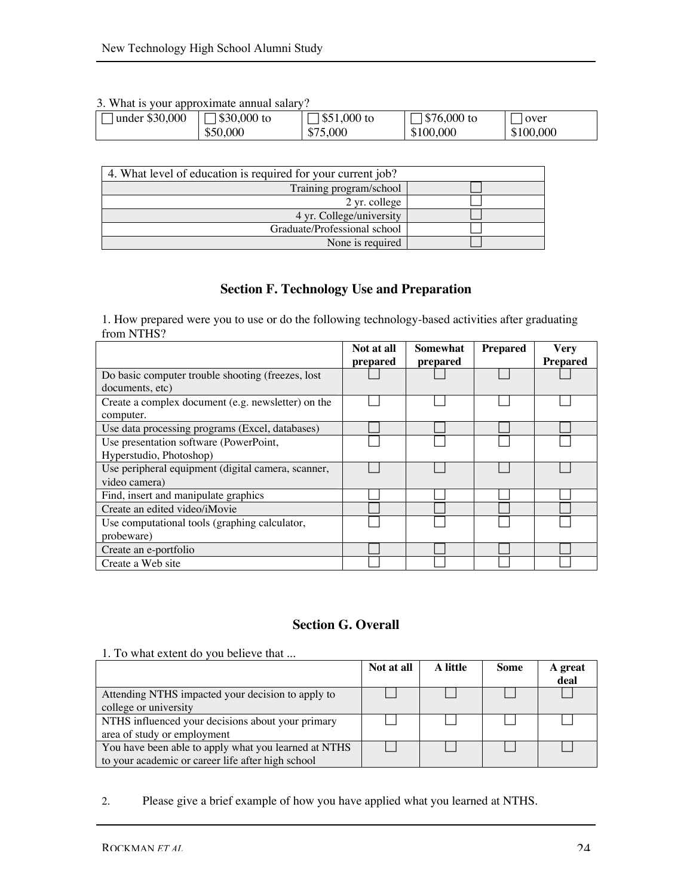3. What is your approximate annual salary?

| ☐ under $30,000 | ☐ $30,000 to $50,000 | ☐ $51,000 to $75,000 | ☐ $76,000 to $100,000 | ☐ over $100,000 |
|---|---|---|---|---|

| 4. What level of education is required for your current job? | |
|---|---|
| Training program/school | ☐ |
| 2 yr. college | ☐ |
| 4 yr. College/university | ☐ |
| Graduate/Professional school | ☐ |
| None is required | ☐ |

## Section F. Technology Use and Preparation

1. How prepared were you to use or do the following technology-based activities after graduating from NTHS?

| | Not at all prepared | Somewhat prepared | Prepared | Very Prepared |
|---|---|---|---|---|
| Do basic computer trouble shooting (freezes, lost documents, etc) | ☐ | ☐ | ☐ | ☐ |
| Create a complex document (e.g. newsletter) on the computer. | ☐ | ☐ | ☐ | ☐ |
| Use data processing programs (Excel, databases) | ☐ | ☐ | ☐ | ☐ |
| Use presentation software (PowerPoint, Hyperstudio, Photoshop) | ☐ | ☐ | ☐ | ☐ |
| Use peripheral equipment (digital camera, scanner, video camera) | ☐ | ☐ | ☐ | ☐ |
| Find, insert and manipulate graphics | ☐ | ☐ | ☐ | ☐ |
| Create an edited video/iMovie | ☐ | ☐ | ☐ | ☐ |
| Use computational tools (graphing calculator, probeware) | ☐ | ☐ | ☐ | ☐ |
| Create an e-portfolio | ☐ | ☐ | ☐ | ☐ |
| Create a Web site | ☐ | ☐ | ☐ | ☐ |

## Section G. Overall

1. To what extent do you believe that ...

| | Not at all | A little | Some | A great deal |
|---|---|---|---|---|
| Attending NTHS impacted your decision to apply to college or university | ☐ | ☐ | ☐ | ☐ |
| NTHS influenced your decisions about your primary area of study or employment | ☐ | ☐ | ☐ | ☐ |
| You have been able to apply what you learned at NTHS to your academic or career life after high school | ☐ | ☐ | ☐ | ☐ |

2. Please give a brief example of how you have applied what you learned at NTHS.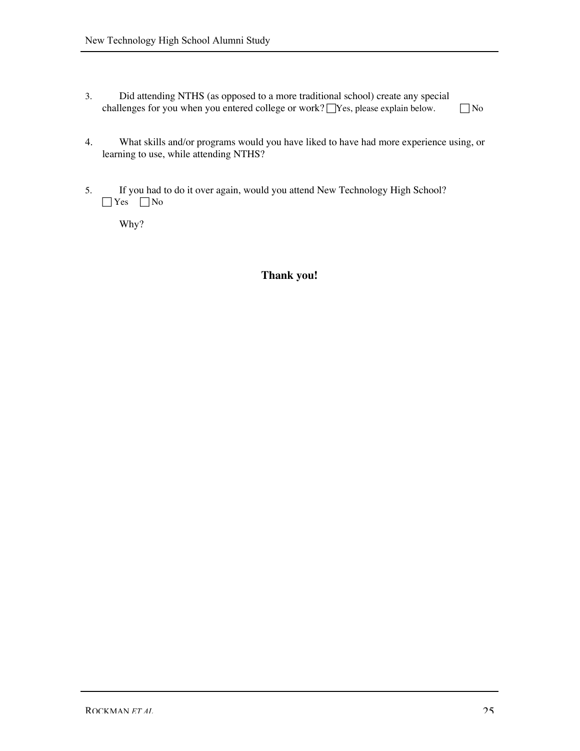3. Did attending NTHS (as opposed to a more traditional school) create any special challenges for you when you entered college or work? ☐ Yes, please explain below. ☐ No

4. What skills and/or programs would you have liked to have had more experience using, or learning to use, while attending NTHS?

5. If you had to do it over again, would you attend New Technology High School?
☐ Yes ☐ No

   Why?

**Thank you!**